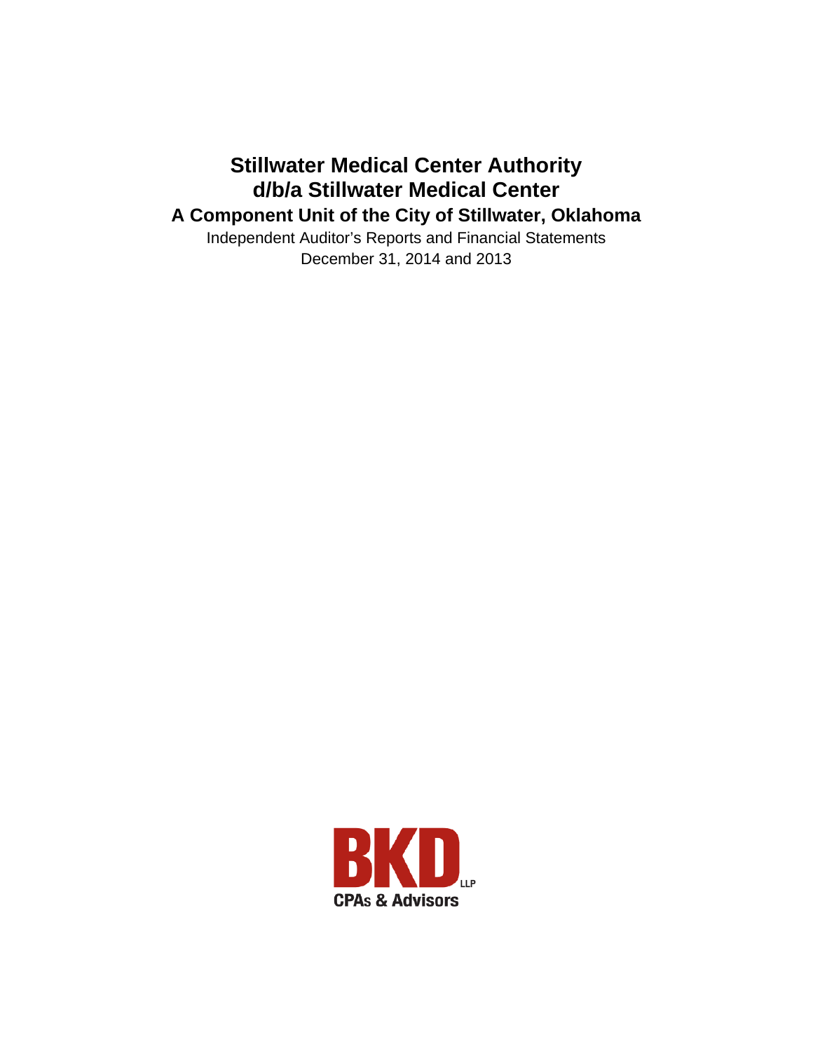# Stillwater Medical Center Authority
# d/b/a Stillwater Medical Center
## A Component Unit of the City of Stillwater, Oklahoma

Independent Auditor's Reports and Financial Statements

December 31, 2014 and 2013

BKD LLP

CPAs & Advisors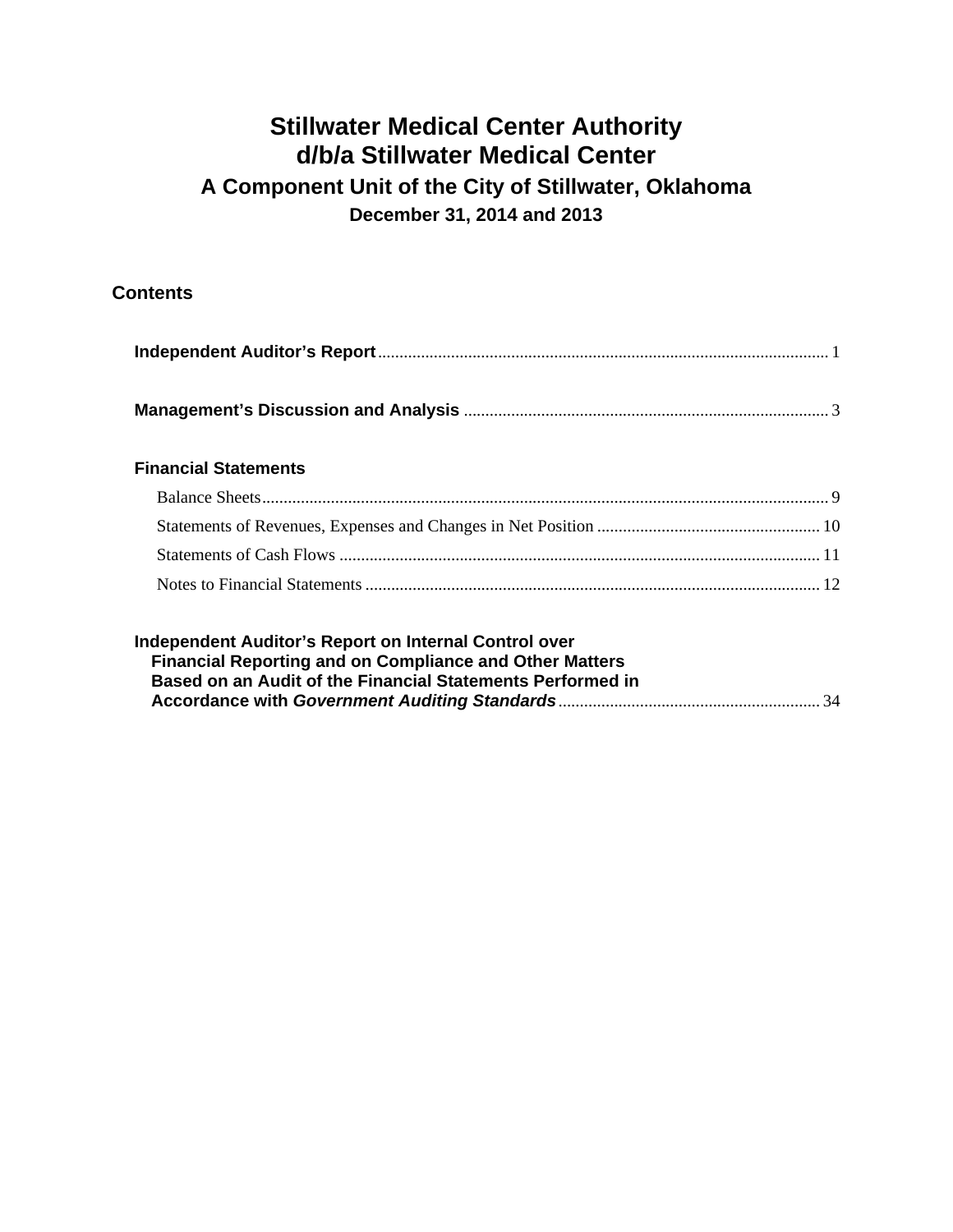# Stillwater Medical Center Authority
# d/b/a Stillwater Medical Center
## A Component Unit of the City of Stillwater, Oklahoma
### December 31, 2014 and 2013

## Contents

**Independent Auditor's Report** ........................................ 1

**Management's Discussion and Analysis** ........................................ 3

**Financial Statements**

- Balance Sheets ........................................ 9
- Statements of Revenues, Expenses and Changes in Net Position ........................................ 10
- Statements of Cash Flows ........................................ 11
- Notes to Financial Statements ........................................ 12

**Independent Auditor's Report on Internal Control over Financial Reporting and on Compliance and Other Matters Based on an Audit of the Financial Statements Performed in Accordance with *Government Auditing Standards*** ........................................ 34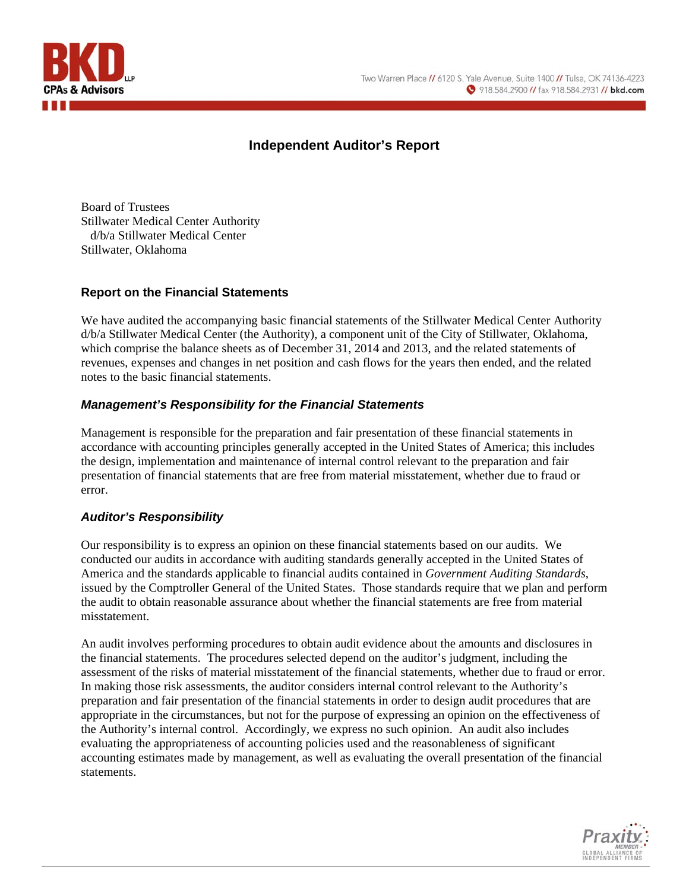# Independent Auditor's Report

Board of Trustees
Stillwater Medical Center Authority
d/b/a Stillwater Medical Center
Stillwater, Oklahoma

## Report on the Financial Statements

We have audited the accompanying basic financial statements of the Stillwater Medical Center Authority d/b/a Stillwater Medical Center (the Authority), a component unit of the City of Stillwater, Oklahoma, which comprise the balance sheets as of December 31, 2014 and 2013, and the related statements of revenues, expenses and changes in net position and cash flows for the years then ended, and the related notes to the basic financial statements.

### *Management's Responsibility for the Financial Statements*

Management is responsible for the preparation and fair presentation of these financial statements in accordance with accounting principles generally accepted in the United States of America; this includes the design, implementation and maintenance of internal control relevant to the preparation and fair presentation of financial statements that are free from material misstatement, whether due to fraud or error.

### *Auditor's Responsibility*

Our responsibility is to express an opinion on these financial statements based on our audits. We conducted our audits in accordance with auditing standards generally accepted in the United States of America and the standards applicable to financial audits contained in *Government Auditing Standards*, issued by the Comptroller General of the United States. Those standards require that we plan and perform the audit to obtain reasonable assurance about whether the financial statements are free from material misstatement.

An audit involves performing procedures to obtain audit evidence about the amounts and disclosures in the financial statements. The procedures selected depend on the auditor's judgment, including the assessment of the risks of material misstatement of the financial statements, whether due to fraud or error. In making those risk assessments, the auditor considers internal control relevant to the Authority's preparation and fair presentation of the financial statements in order to design audit procedures that are appropriate in the circumstances, but not for the purpose of expressing an opinion on the effectiveness of the Authority's internal control. Accordingly, we express no such opinion. An audit also includes evaluating the appropriateness of accounting policies used and the reasonableness of significant accounting estimates made by management, as well as evaluating the overall presentation of the financial statements.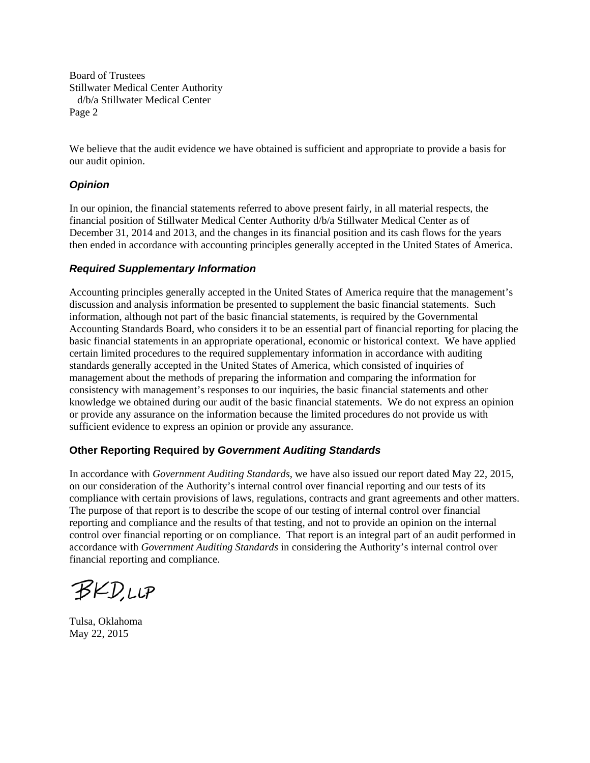Board of Trustees
Stillwater Medical Center Authority
d/b/a Stillwater Medical Center

We believe that the audit evidence we have obtained is sufficient and appropriate to provide a basis for our audit opinion.

### *Opinion*

In our opinion, the financial statements referred to above present fairly, in all material respects, the financial position of Stillwater Medical Center Authority d/b/a Stillwater Medical Center as of December 31, 2014 and 2013, and the changes in its financial position and its cash flows for the years then ended in accordance with accounting principles generally accepted in the United States of America.

### *Required Supplementary Information*

Accounting principles generally accepted in the United States of America require that the management's discussion and analysis information be presented to supplement the basic financial statements. Such information, although not part of the basic financial statements, is required by the Governmental Accounting Standards Board, who considers it to be an essential part of financial reporting for placing the basic financial statements in an appropriate operational, economic or historical context. We have applied certain limited procedures to the required supplementary information in accordance with auditing standards generally accepted in the United States of America, which consisted of inquiries of management about the methods of preparing the information and comparing the information for consistency with management's responses to our inquiries, the basic financial statements and other knowledge we obtained during our audit of the basic financial statements. We do not express an opinion or provide any assurance on the information because the limited procedures do not provide us with sufficient evidence to express an opinion or provide any assurance.

### Other Reporting Required by *Government Auditing Standards*

In accordance with *Government Auditing Standards*, we have also issued our report dated May 22, 2015, on our consideration of the Authority's internal control over financial reporting and our tests of its compliance with certain provisions of laws, regulations, contracts and grant agreements and other matters. The purpose of that report is to describe the scope of our testing of internal control over financial reporting and compliance and the results of that testing, and not to provide an opinion on the internal control over financial reporting or on compliance. That report is an integral part of an audit performed in accordance with *Government Auditing Standards* in considering the Authority's internal control over financial reporting and compliance.

BKD, LLP

Tulsa, Oklahoma
May 22, 2015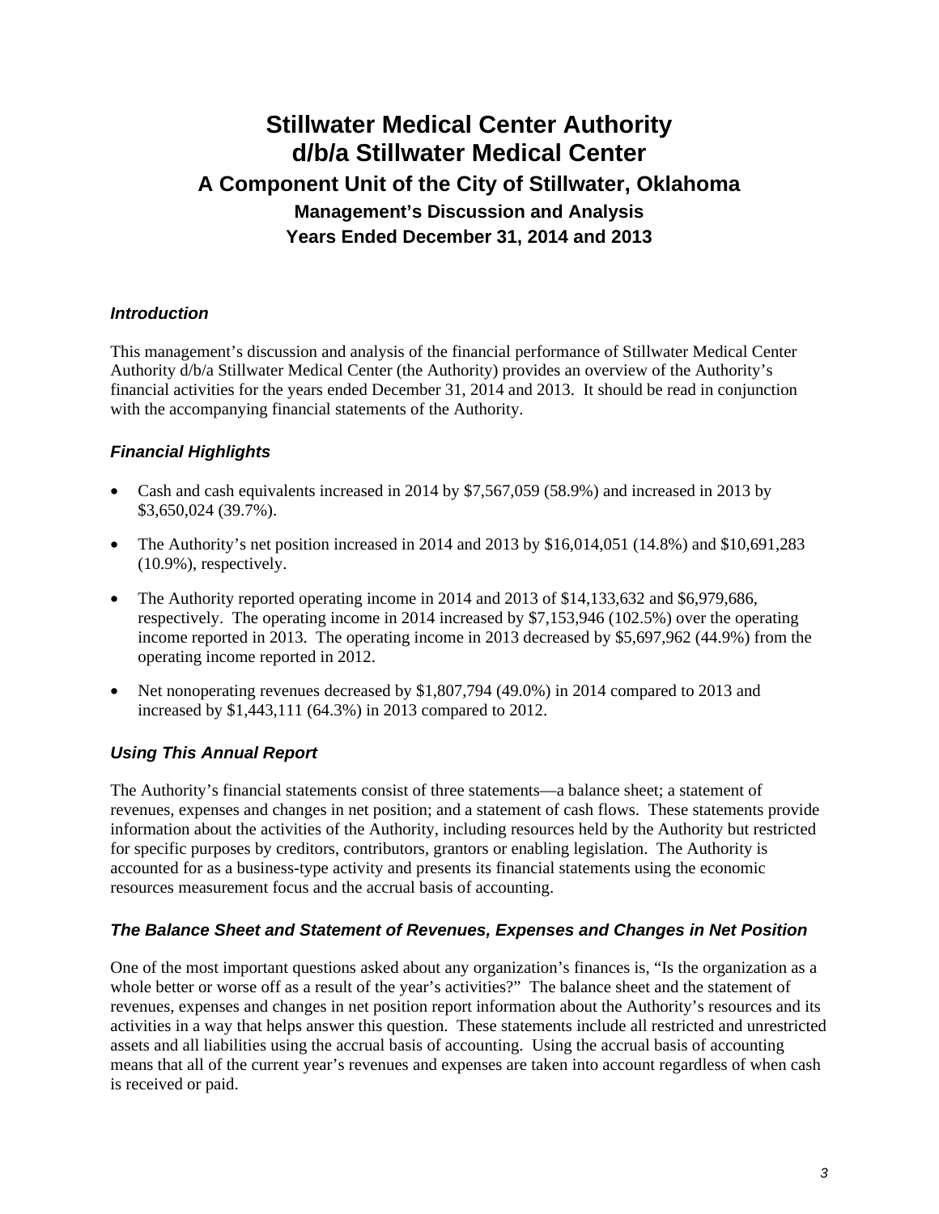# Stillwater Medical Center Authority
# d/b/a Stillwater Medical Center
## A Component Unit of the City of Stillwater, Oklahoma
### Management's Discussion and Analysis
### Years Ended December 31, 2014 and 2013

### *Introduction*

This management's discussion and analysis of the financial performance of Stillwater Medical Center Authority d/b/a Stillwater Medical Center (the Authority) provides an overview of the Authority's financial activities for the years ended December 31, 2014 and 2013. It should be read in conjunction with the accompanying financial statements of the Authority.

### *Financial Highlights*

- Cash and cash equivalents increased in 2014 by $7,567,059 (58.9%) and increased in 2013 by $3,650,024 (39.7%).
- The Authority's net position increased in 2014 and 2013 by $16,014,051 (14.8%) and $10,691,283 (10.9%), respectively.
- The Authority reported operating income in 2014 and 2013 of $14,133,632 and $6,979,686, respectively. The operating income in 2014 increased by $7,153,946 (102.5%) over the operating income reported in 2013. The operating income in 2013 decreased by $5,697,962 (44.9%) from the operating income reported in 2012.
- Net nonoperating revenues decreased by $1,807,794 (49.0%) in 2014 compared to 2013 and increased by $1,443,111 (64.3%) in 2013 compared to 2012.

### *Using This Annual Report*

The Authority's financial statements consist of three statements—a balance sheet; a statement of revenues, expenses and changes in net position; and a statement of cash flows. These statements provide information about the activities of the Authority, including resources held by the Authority but restricted for specific purposes by creditors, contributors, grantors or enabling legislation. The Authority is accounted for as a business-type activity and presents its financial statements using the economic resources measurement focus and the accrual basis of accounting.

### *The Balance Sheet and Statement of Revenues, Expenses and Changes in Net Position*

One of the most important questions asked about any organization's finances is, "Is the organization as a whole better or worse off as a result of the year's activities?" The balance sheet and the statement of revenues, expenses and changes in net position report information about the Authority's resources and its activities in a way that helps answer this question. These statements include all restricted and unrestricted assets and all liabilities using the accrual basis of accounting. Using the accrual basis of accounting means that all of the current year's revenues and expenses are taken into account regardless of when cash is received or paid.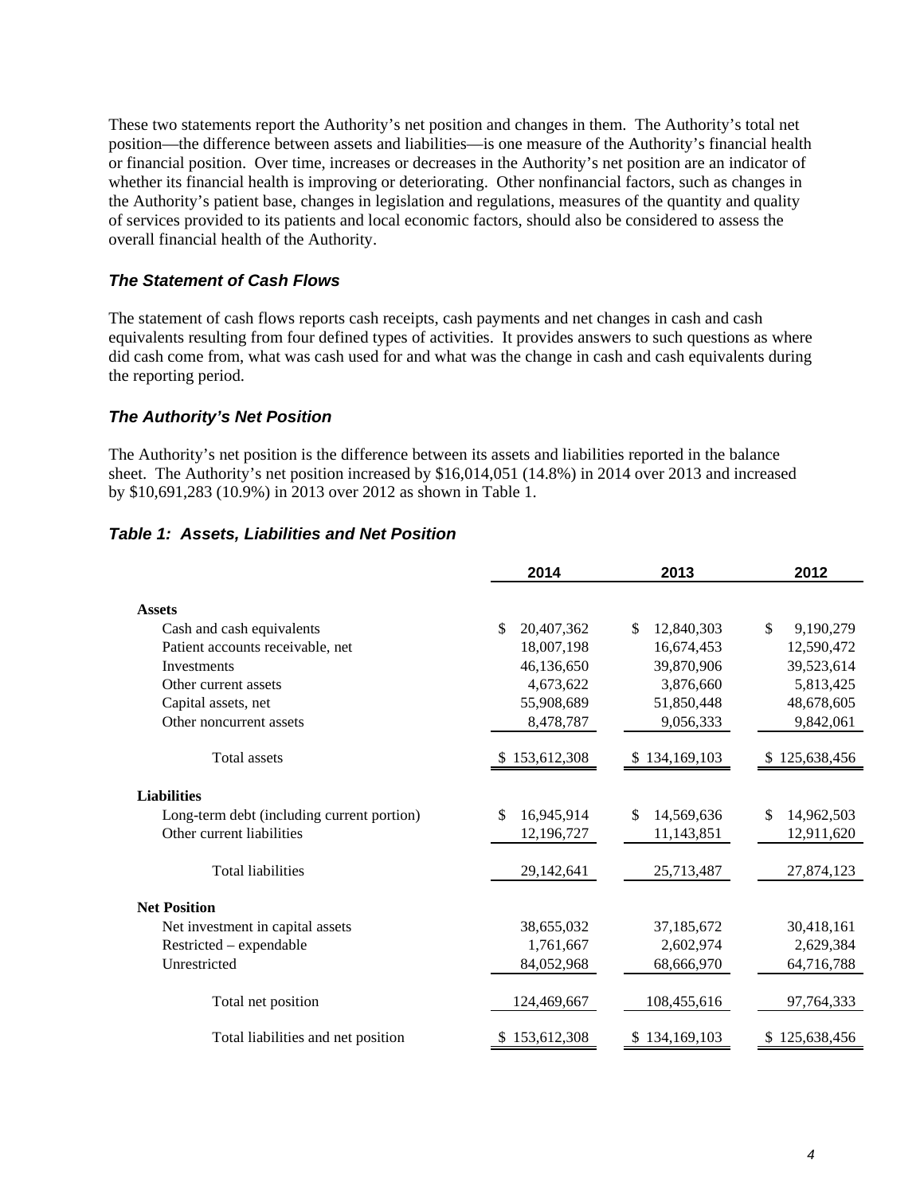These two statements report the Authority's net position and changes in them. The Authority's total net position—the difference between assets and liabilities—is one measure of the Authority's financial health or financial position. Over time, increases or decreases in the Authority's net position are an indicator of whether its financial health is improving or deteriorating. Other nonfinancial factors, such as changes in the Authority's patient base, changes in legislation and regulations, measures of the quantity and quality of services provided to its patients and local economic factors, should also be considered to assess the overall financial health of the Authority.

### *The Statement of Cash Flows*

The statement of cash flows reports cash receipts, cash payments and net changes in cash and cash equivalents resulting from four defined types of activities. It provides answers to such questions as where did cash come from, what was cash used for and what was the change in cash and cash equivalents during the reporting period.

### *The Authority's Net Position*

The Authority's net position is the difference between its assets and liabilities reported in the balance sheet. The Authority's net position increased by $16,014,051 (14.8%) in 2014 over 2013 and increased by $10,691,283 (10.9%) in 2013 over 2012 as shown in Table 1.

### *Table 1: Assets, Liabilities and Net Position*

| | 2014 | 2013 | 2012 |
|---|---|---|---|
| **Assets** | | | |
| Cash and cash equivalents | $ 20,407,362 | $ 12,840,303 | $ 9,190,279 |
| Patient accounts receivable, net | 18,007,198 | 16,674,453 | 12,590,472 |
| Investments | 46,136,650 | 39,870,906 | 39,523,614 |
| Other current assets | 4,673,622 | 3,876,660 | 5,813,425 |
| Capital assets, net | 55,908,689 | 51,850,448 | 48,678,605 |
| Other noncurrent assets | 8,478,787 | 9,056,333 | 9,842,061 |
| Total assets | $ 153,612,308 | $ 134,169,103 | $ 125,638,456 |
| **Liabilities** | | | |
| Long-term debt (including current portion) | $ 16,945,914 | $ 14,569,636 | $ 14,962,503 |
| Other current liabilities | 12,196,727 | 11,143,851 | 12,911,620 |
| Total liabilities | 29,142,641 | 25,713,487 | 27,874,123 |
| **Net Position** | | | |
| Net investment in capital assets | 38,655,032 | 37,185,672 | 30,418,161 |
| Restricted – expendable | 1,761,667 | 2,602,974 | 2,629,384 |
| Unrestricted | 84,052,968 | 68,666,970 | 64,716,788 |
| Total net position | 124,469,667 | 108,455,616 | 97,764,333 |
| Total liabilities and net position | $ 153,612,308 | $ 134,169,103 | $ 125,638,456 |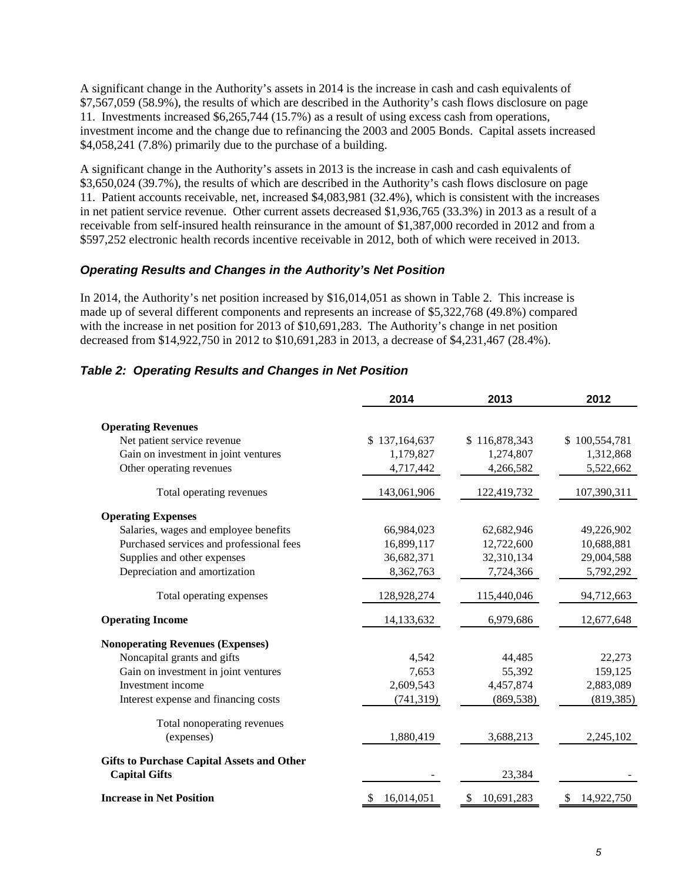A significant change in the Authority's assets in 2014 is the increase in cash and cash equivalents of $7,567,059 (58.9%), the results of which are described in the Authority's cash flows disclosure on page 11. Investments increased $6,265,744 (15.7%) as a result of using excess cash from operations, investment income and the change due to refinancing the 2003 and 2005 Bonds. Capital assets increased $4,058,241 (7.8%) primarily due to the purchase of a building.

A significant change in the Authority's assets in 2013 is the increase in cash and cash equivalents of $3,650,024 (39.7%), the results of which are described in the Authority's cash flows disclosure on page 11. Patient accounts receivable, net, increased $4,083,981 (32.4%), which is consistent with the increases in net patient service revenue. Other current assets decreased $1,936,765 (33.3%) in 2013 as a result of a receivable from self-insured health reinsurance in the amount of $1,387,000 recorded in 2012 and from a $597,252 electronic health records incentive receivable in 2012, both of which were received in 2013.

### *Operating Results and Changes in the Authority's Net Position*

In 2014, the Authority's net position increased by $16,014,051 as shown in Table 2. This increase is made up of several different components and represents an increase of $5,322,768 (49.8%) compared with the increase in net position for 2013 of $10,691,283. The Authority's change in net position decreased from $14,922,750 in 2012 to $10,691,283 in 2013, a decrease of $4,231,467 (28.4%).

### *Table 2: Operating Results and Changes in Net Position*

| | 2014 | 2013 | 2012 |
|---|---|---|---|
| **Operating Revenues** | | | |
| Net patient service revenue | $ 137,164,637 | $ 116,878,343 | $ 100,554,781 |
| Gain on investment in joint ventures | 1,179,827 | 1,274,807 | 1,312,868 |
| Other operating revenues | 4,717,442 | 4,266,582 | 5,522,662 |
| Total operating revenues | 143,061,906 | 122,419,732 | 107,390,311 |
| **Operating Expenses** | | | |
| Salaries, wages and employee benefits | 66,984,023 | 62,682,946 | 49,226,902 |
| Purchased services and professional fees | 16,899,117 | 12,722,600 | 10,688,881 |
| Supplies and other expenses | 36,682,371 | 32,310,134 | 29,004,588 |
| Depreciation and amortization | 8,362,763 | 7,724,366 | 5,792,292 |
| Total operating expenses | 128,928,274 | 115,440,046 | 94,712,663 |
| **Operating Income** | 14,133,632 | 6,979,686 | 12,677,648 |
| **Nonoperating Revenues (Expenses)** | | | |
| Noncapital grants and gifts | 4,542 | 44,485 | 22,273 |
| Gain on investment in joint ventures | 7,653 | 55,392 | 159,125 |
| Investment income | 2,609,543 | 4,457,874 | 2,883,089 |
| Interest expense and financing costs | (741,319) | (869,538) | (819,385) |
| Total nonoperating revenues (expenses) | 1,880,419 | 3,688,213 | 2,245,102 |
| **Gifts to Purchase Capital Assets and Other Capital Gifts** | - | 23,384 | - |
| **Increase in Net Position** | $ 16,014,051 | $ 10,691,283 | $ 14,922,750 |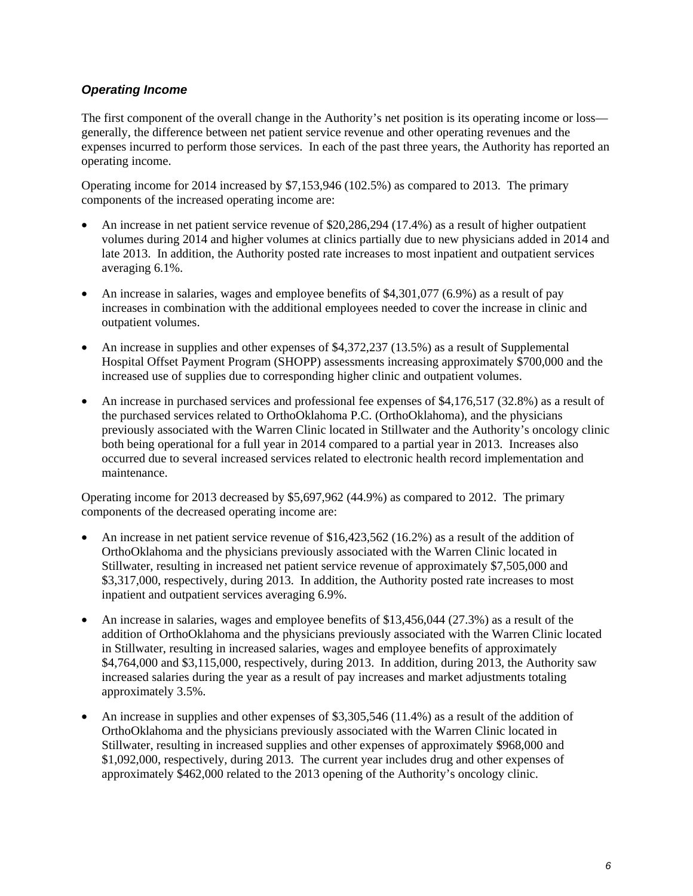### *Operating Income*

The first component of the overall change in the Authority's net position is its operating income or loss—generally, the difference between net patient service revenue and other operating revenues and the expenses incurred to perform those services. In each of the past three years, the Authority has reported an operating income.

Operating income for 2014 increased by $7,153,946 (102.5%) as compared to 2013. The primary components of the increased operating income are:

- An increase in net patient service revenue of $20,286,294 (17.4%) as a result of higher outpatient volumes during 2014 and higher volumes at clinics partially due to new physicians added in 2014 and late 2013. In addition, the Authority posted rate increases to most inpatient and outpatient services averaging 6.1%.
- An increase in salaries, wages and employee benefits of $4,301,077 (6.9%) as a result of pay increases in combination with the additional employees needed to cover the increase in clinic and outpatient volumes.
- An increase in supplies and other expenses of $4,372,237 (13.5%) as a result of Supplemental Hospital Offset Payment Program (SHOPP) assessments increasing approximately $700,000 and the increased use of supplies due to corresponding higher clinic and outpatient volumes.
- An increase in purchased services and professional fee expenses of $4,176,517 (32.8%) as a result of the purchased services related to OrthoOklahoma P.C. (OrthoOklahoma), and the physicians previously associated with the Warren Clinic located in Stillwater and the Authority's oncology clinic both being operational for a full year in 2014 compared to a partial year in 2013. Increases also occurred due to several increased services related to electronic health record implementation and maintenance.

Operating income for 2013 decreased by $5,697,962 (44.9%) as compared to 2012. The primary components of the decreased operating income are:

- An increase in net patient service revenue of $16,423,562 (16.2%) as a result of the addition of OrthoOklahoma and the physicians previously associated with the Warren Clinic located in Stillwater, resulting in increased net patient service revenue of approximately $7,505,000 and $3,317,000, respectively, during 2013. In addition, the Authority posted rate increases to most inpatient and outpatient services averaging 6.9%.
- An increase in salaries, wages and employee benefits of $13,456,044 (27.3%) as a result of the addition of OrthoOklahoma and the physicians previously associated with the Warren Clinic located in Stillwater, resulting in increased salaries, wages and employee benefits of approximately $4,764,000 and $3,115,000, respectively, during 2013. In addition, during 2013, the Authority saw increased salaries during the year as a result of pay increases and market adjustments totaling approximately 3.5%.
- An increase in supplies and other expenses of $3,305,546 (11.4%) as a result of the addition of OrthoOklahoma and the physicians previously associated with the Warren Clinic located in Stillwater, resulting in increased supplies and other expenses of approximately $968,000 and $1,092,000, respectively, during 2013. The current year includes drug and other expenses of approximately $462,000 related to the 2013 opening of the Authority's oncology clinic.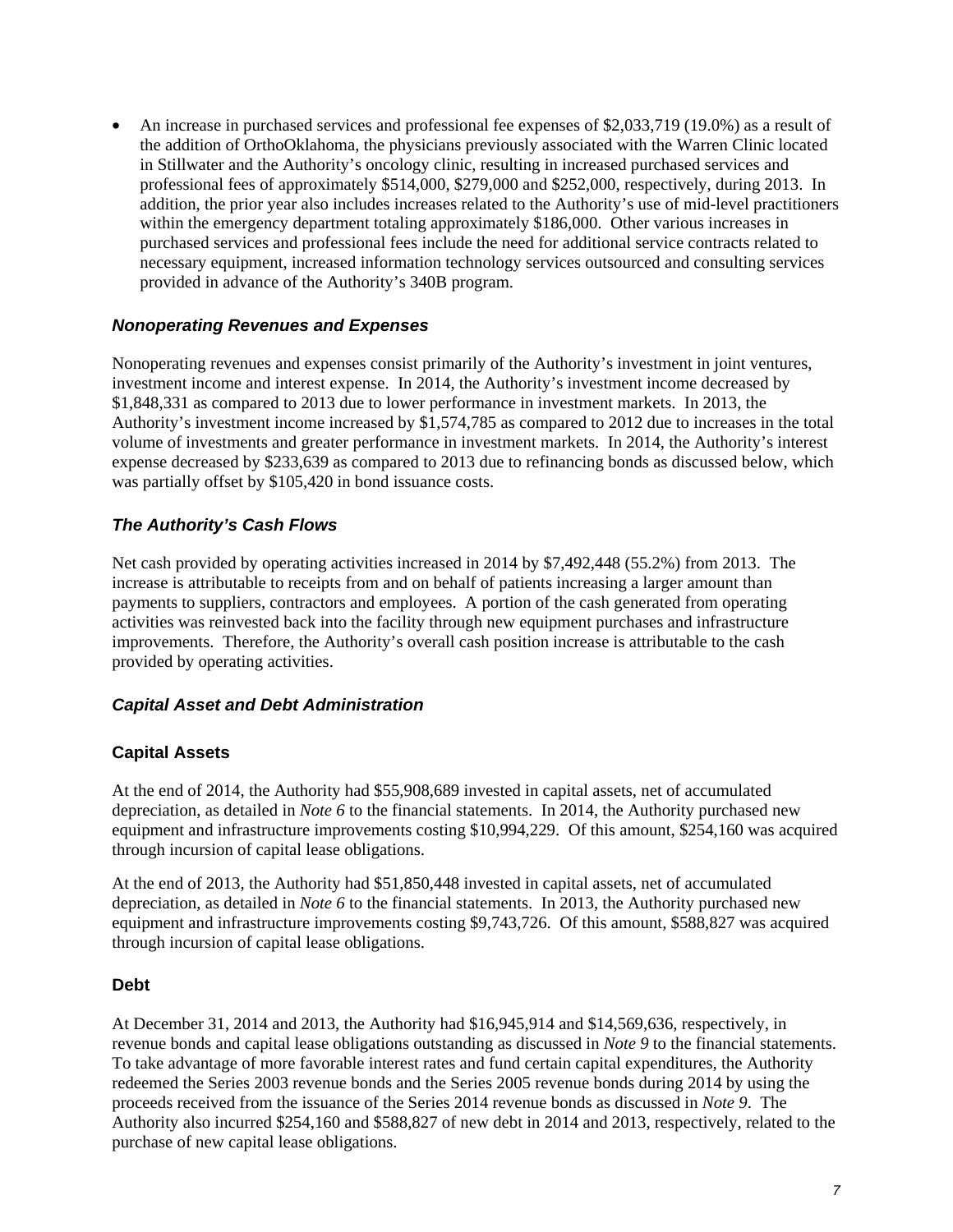- An increase in purchased services and professional fee expenses of $2,033,719 (19.0%) as a result of the addition of OrthoOklahoma, the physicians previously associated with the Warren Clinic located in Stillwater and the Authority's oncology clinic, resulting in increased purchased services and professional fees of approximately $514,000, $279,000 and $252,000, respectively, during 2013. In addition, the prior year also includes increases related to the Authority's use of mid-level practitioners within the emergency department totaling approximately $186,000. Other various increases in purchased services and professional fees include the need for additional service contracts related to necessary equipment, increased information technology services outsourced and consulting services provided in advance of the Authority's 340B program.

### *Nonoperating Revenues and Expenses*

Nonoperating revenues and expenses consist primarily of the Authority's investment in joint ventures, investment income and interest expense. In 2014, the Authority's investment income decreased by $1,848,331 as compared to 2013 due to lower performance in investment markets. In 2013, the Authority's investment income increased by $1,574,785 as compared to 2012 due to increases in the total volume of investments and greater performance in investment markets. In 2014, the Authority's interest expense decreased by $233,639 as compared to 2013 due to refinancing bonds as discussed below, which was partially offset by $105,420 in bond issuance costs.

### *The Authority's Cash Flows*

Net cash provided by operating activities increased in 2014 by $7,492,448 (55.2%) from 2013. The increase is attributable to receipts from and on behalf of patients increasing a larger amount than payments to suppliers, contractors and employees. A portion of the cash generated from operating activities was reinvested back into the facility through new equipment purchases and infrastructure improvements. Therefore, the Authority's overall cash position increase is attributable to the cash provided by operating activities.

### *Capital Asset and Debt Administration*

#### Capital Assets

At the end of 2014, the Authority had $55,908,689 invested in capital assets, net of accumulated depreciation, as detailed in *Note 6* to the financial statements. In 2014, the Authority purchased new equipment and infrastructure improvements costing $10,994,229. Of this amount, $254,160 was acquired through incursion of capital lease obligations.

At the end of 2013, the Authority had $51,850,448 invested in capital assets, net of accumulated depreciation, as detailed in *Note 6* to the financial statements. In 2013, the Authority purchased new equipment and infrastructure improvements costing $9,743,726. Of this amount, $588,827 was acquired through incursion of capital lease obligations.

#### Debt

At December 31, 2014 and 2013, the Authority had $16,945,914 and $14,569,636, respectively, in revenue bonds and capital lease obligations outstanding as discussed in *Note 9* to the financial statements. To take advantage of more favorable interest rates and fund certain capital expenditures, the Authority redeemed the Series 2003 revenue bonds and the Series 2005 revenue bonds during 2014 by using the proceeds received from the issuance of the Series 2014 revenue bonds as discussed in *Note 9*. The Authority also incurred $254,160 and $588,827 of new debt in 2014 and 2013, respectively, related to the purchase of new capital lease obligations.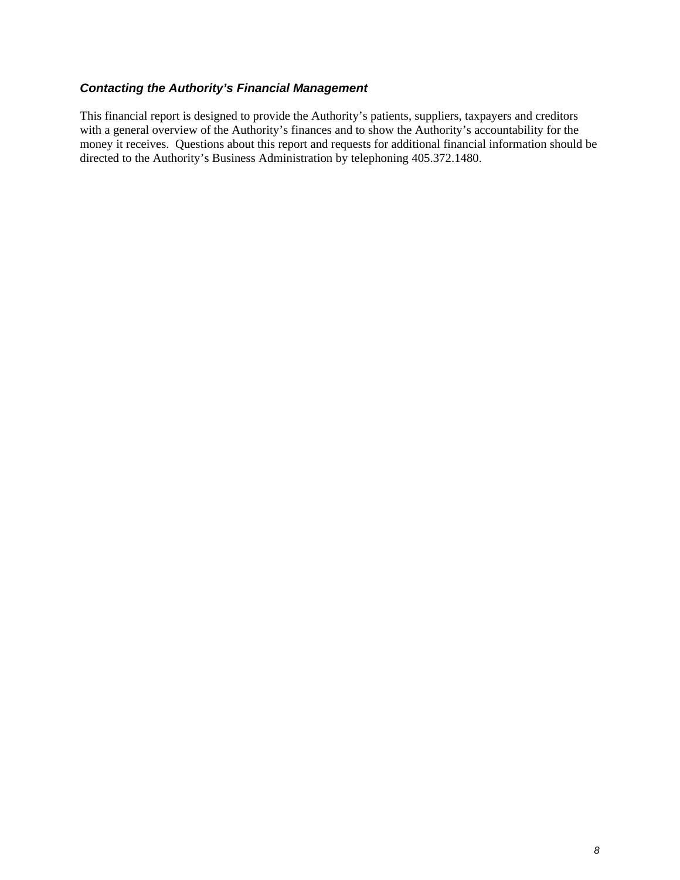### *Contacting the Authority's Financial Management*

This financial report is designed to provide the Authority's patients, suppliers, taxpayers and creditors with a general overview of the Authority's finances and to show the Authority's accountability for the money it receives. Questions about this report and requests for additional financial information should be directed to the Authority's Business Administration by telephoning 405.372.1480.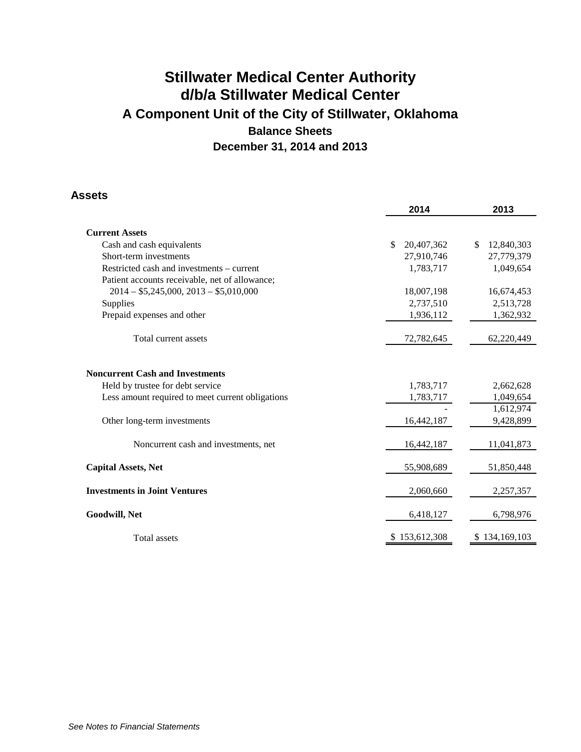# Stillwater Medical Center Authority
# d/b/a Stillwater Medical Center
## A Component Unit of the City of Stillwater, Oklahoma
### Balance Sheets
### December 31, 2014 and 2013

## Assets

| | 2014 | 2013 |
|---|---|---|
| **Current Assets** | | |
| Cash and cash equivalents | $ 20,407,362 | $ 12,840,303 |
| Short-term investments | 27,910,746 | 27,779,379 |
| Restricted cash and investments – current | 1,783,717 | 1,049,654 |
| Patient accounts receivable, net of allowance; 2014 – $5,245,000, 2013 – $5,010,000 | 18,007,198 | 16,674,453 |
| Supplies | 2,737,510 | 2,513,728 |
| Prepaid expenses and other | 1,936,112 | 1,362,932 |
| Total current assets | 72,782,645 | 62,220,449 |
| **Noncurrent Cash and Investments** | | |
| Held by trustee for debt service | 1,783,717 | 2,662,628 |
| Less amount required to meet current obligations | 1,783,717 | 1,049,654 |
| | - | 1,612,974 |
| Other long-term investments | 16,442,187 | 9,428,899 |
| Noncurrent cash and investments, net | 16,442,187 | 11,041,873 |
| **Capital Assets, Net** | 55,908,689 | 51,850,448 |
| **Investments in Joint Ventures** | 2,060,660 | 2,257,357 |
| **Goodwill, Net** | 6,418,127 | 6,798,976 |
| Total assets | $ 153,612,308 | $ 134,169,103 |

*See Notes to Financial Statements*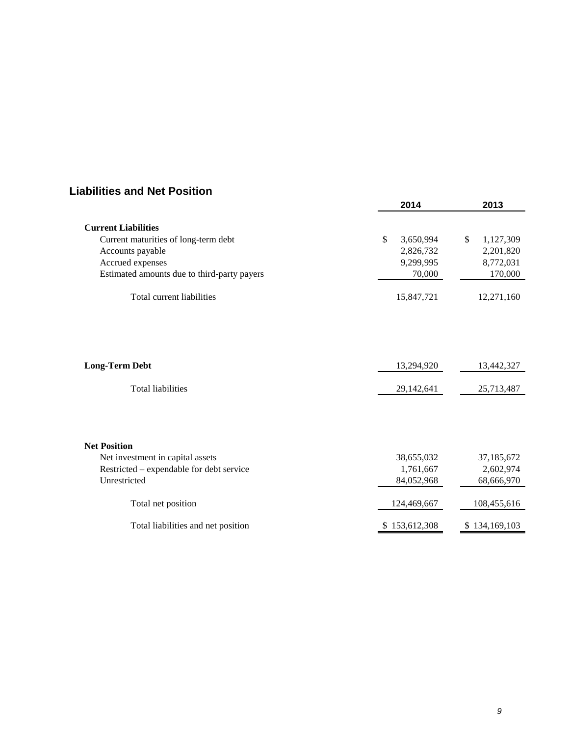## Liabilities and Net Position

| | 2014 | 2013 |
|---|---|---|
| **Current Liabilities** | | |
| Current maturities of long-term debt | $ 3,650,994 | $ 1,127,309 |
| Accounts payable | 2,826,732 | 2,201,820 |
| Accrued expenses | 9,299,995 | 8,772,031 |
| Estimated amounts due to third-party payers | 70,000 | 170,000 |
| Total current liabilities | 15,847,721 | 12,271,160 |
| **Long-Term Debt** | 13,294,920 | 13,442,327 |
| Total liabilities | 29,142,641 | 25,713,487 |
| **Net Position** | | |
| Net investment in capital assets | 38,655,032 | 37,185,672 |
| Restricted – expendable for debt service | 1,761,667 | 2,602,974 |
| Unrestricted | 84,052,968 | 68,666,970 |
| Total net position | 124,469,667 | 108,455,616 |
| Total liabilities and net position | $ 153,612,308 | $ 134,169,103 |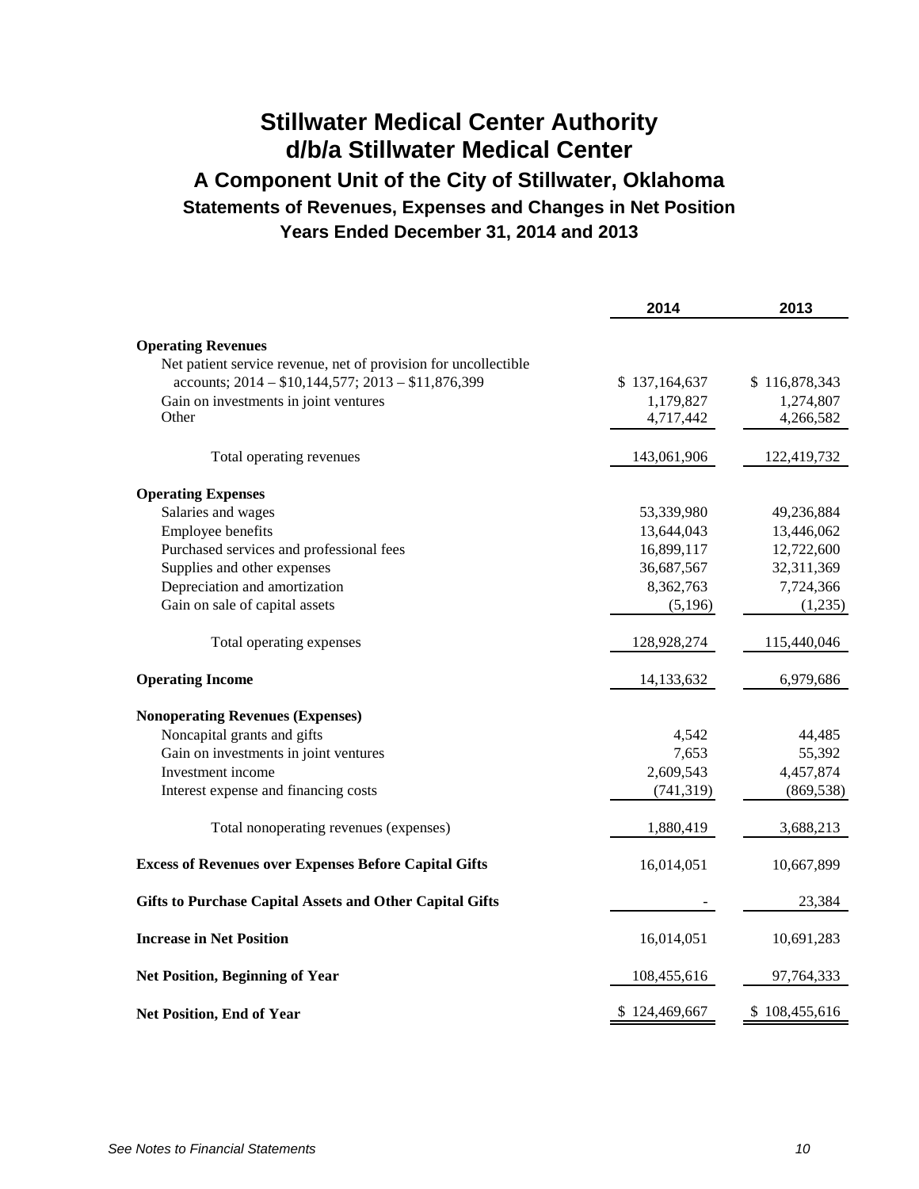# Stillwater Medical Center Authority
# d/b/a Stillwater Medical Center
## A Component Unit of the City of Stillwater, Oklahoma
### Statements of Revenues, Expenses and Changes in Net Position
### Years Ended December 31, 2014 and 2013

| | 2014 | 2013 |
|---|---|---|
| **Operating Revenues** | | |
| Net patient service revenue, net of provision for uncollectible accounts; 2014 – $10,144,577; 2013 – $11,876,399 | $ 137,164,637 | $ 116,878,343 |
| Gain on investments in joint ventures | 1,179,827 | 1,274,807 |
| Other | 4,717,442 | 4,266,582 |
| Total operating revenues | 143,061,906 | 122,419,732 |
| **Operating Expenses** | | |
| Salaries and wages | 53,339,980 | 49,236,884 |
| Employee benefits | 13,644,043 | 13,446,062 |
| Purchased services and professional fees | 16,899,117 | 12,722,600 |
| Supplies and other expenses | 36,687,567 | 32,311,369 |
| Depreciation and amortization | 8,362,763 | 7,724,366 |
| Gain on sale of capital assets | (5,196) | (1,235) |
| Total operating expenses | 128,928,274 | 115,440,046 |
| **Operating Income** | 14,133,632 | 6,979,686 |
| **Nonoperating Revenues (Expenses)** | | |
| Noncapital grants and gifts | 4,542 | 44,485 |
| Gain on investments in joint ventures | 7,653 | 55,392 |
| Investment income | 2,609,543 | 4,457,874 |
| Interest expense and financing costs | (741,319) | (869,538) |
| Total nonoperating revenues (expenses) | 1,880,419 | 3,688,213 |
| **Excess of Revenues over Expenses Before Capital Gifts** | 16,014,051 | 10,667,899 |
| **Gifts to Purchase Capital Assets and Other Capital Gifts** | - | 23,384 |
| **Increase in Net Position** | 16,014,051 | 10,691,283 |
| **Net Position, Beginning of Year** | 108,455,616 | 97,764,333 |
| **Net Position, End of Year** | $ 124,469,667 | $ 108,455,616 |

*See Notes to Financial Statements*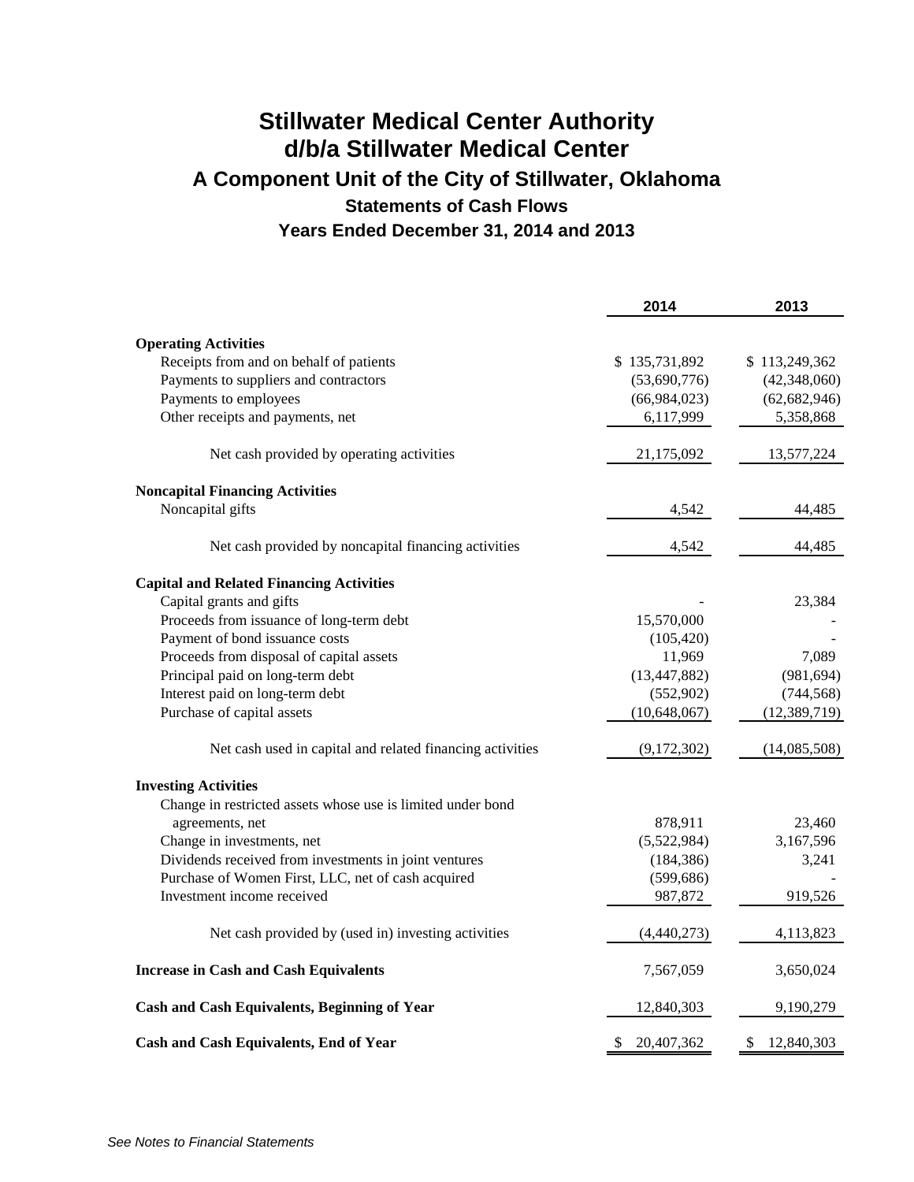# Stillwater Medical Center Authority
# d/b/a Stillwater Medical Center
## A Component Unit of the City of Stillwater, Oklahoma
### Statements of Cash Flows
### Years Ended December 31, 2014 and 2013

| | 2014 | 2013 |
|---|---|---|
| **Operating Activities** | | |
| Receipts from and on behalf of patients | $ 135,731,892 | $ 113,249,362 |
| Payments to suppliers and contractors | (53,690,776) | (42,348,060) |
| Payments to employees | (66,984,023) | (62,682,946) |
| Other receipts and payments, net | 6,117,999 | 5,358,868 |
| Net cash provided by operating activities | 21,175,092 | 13,577,224 |
| **Noncapital Financing Activities** | | |
| Noncapital gifts | 4,542 | 44,485 |
| Net cash provided by noncapital financing activities | 4,542 | 44,485 |
| **Capital and Related Financing Activities** | | |
| Capital grants and gifts | - | 23,384 |
| Proceeds from issuance of long-term debt | 15,570,000 | - |
| Payment of bond issuance costs | (105,420) | - |
| Proceeds from disposal of capital assets | 11,969 | 7,089 |
| Principal paid on long-term debt | (13,447,882) | (981,694) |
| Interest paid on long-term debt | (552,902) | (744,568) |
| Purchase of capital assets | (10,648,067) | (12,389,719) |
| Net cash used in capital and related financing activities | (9,172,302) | (14,085,508) |
| **Investing Activities** | | |
| Change in restricted assets whose use is limited under bond agreements, net | 878,911 | 23,460 |
| Change in investments, net | (5,522,984) | 3,167,596 |
| Dividends received from investments in joint ventures | (184,386) | 3,241 |
| Purchase of Women First, LLC, net of cash acquired | (599,686) | - |
| Investment income received | 987,872 | 919,526 |
| Net cash provided by (used in) investing activities | (4,440,273) | 4,113,823 |
| **Increase in Cash and Cash Equivalents** | 7,567,059 | 3,650,024 |
| **Cash and Cash Equivalents, Beginning of Year** | 12,840,303 | 9,190,279 |
| **Cash and Cash Equivalents, End of Year** | $ 20,407,362 | $ 12,840,303 |

*See Notes to Financial Statements*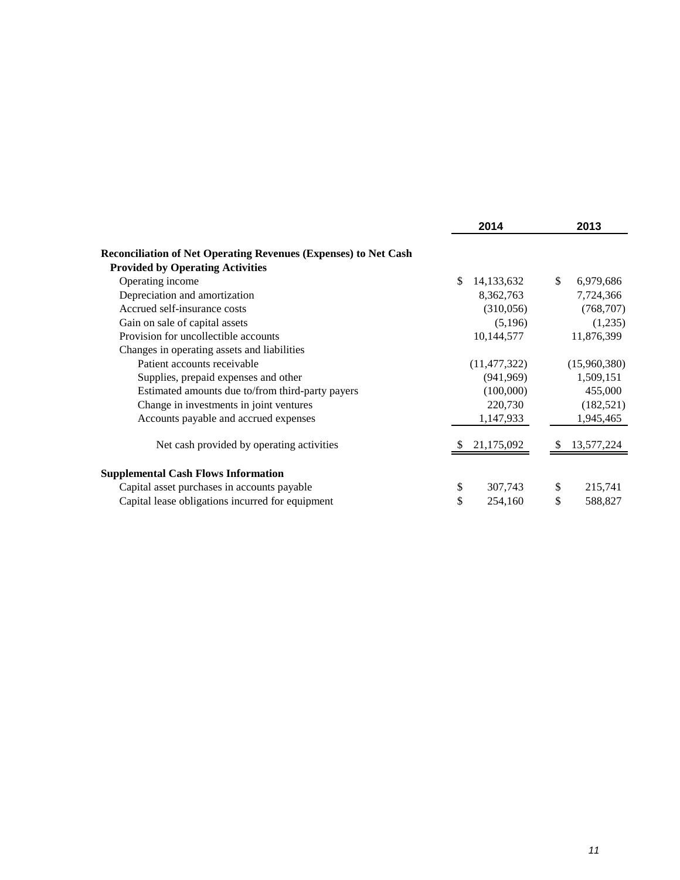| | 2014 | 2013 |
|---|---|---|
| **Reconciliation of Net Operating Revenues (Expenses) to Net Cash Provided by Operating Activities** | | |
| Operating income | $ 14,133,632 | $ 6,979,686 |
| Depreciation and amortization | 8,362,763 | 7,724,366 |
| Accrued self-insurance costs | (310,056) | (768,707) |
| Gain on sale of capital assets | (5,196) | (1,235) |
| Provision for uncollectible accounts | 10,144,577 | 11,876,399 |
| Changes in operating assets and liabilities | | |
| Patient accounts receivable | (11,477,322) | (15,960,380) |
| Supplies, prepaid expenses and other | (941,969) | 1,509,151 |
| Estimated amounts due to/from third-party payers | (100,000) | 455,000 |
| Change in investments in joint ventures | 220,730 | (182,521) |
| Accounts payable and accrued expenses | 1,147,933 | 1,945,465 |
| Net cash provided by operating activities | $ 21,175,092 | $ 13,577,224 |
| **Supplemental Cash Flows Information** | | |
| Capital asset purchases in accounts payable | $ 307,743 | $ 215,741 |
| Capital lease obligations incurred for equipment | $ 254,160 | $ 588,827 |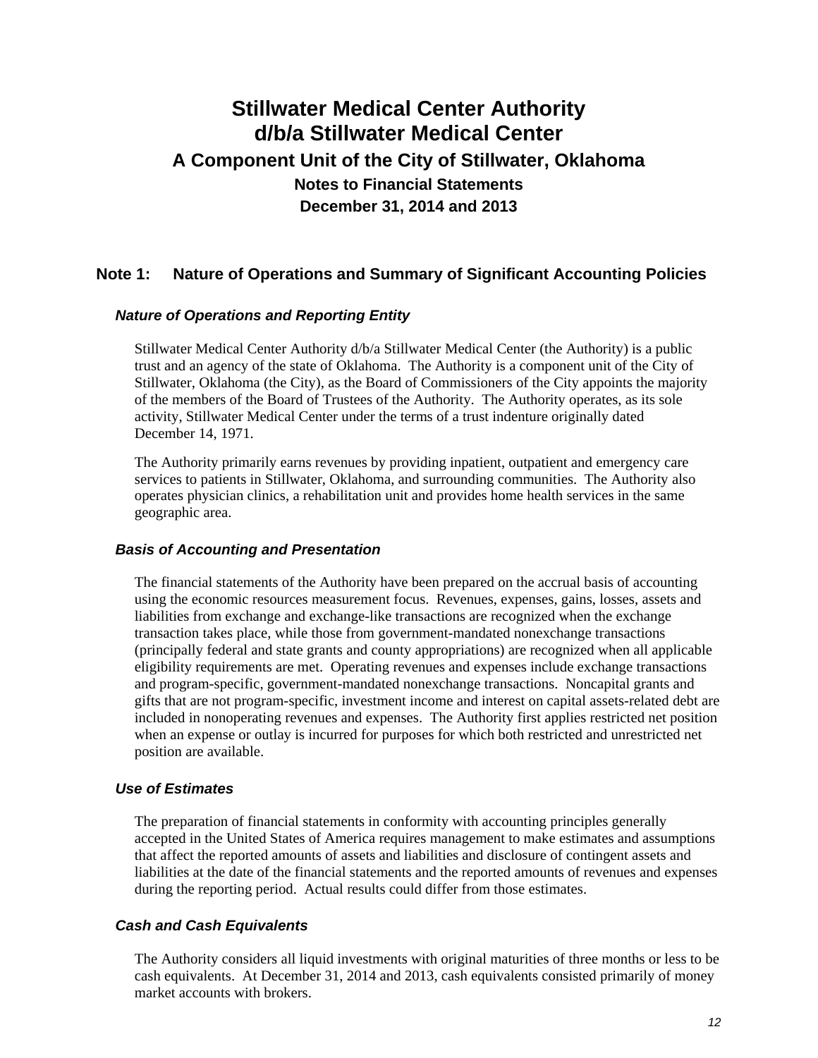# Stillwater Medical Center Authority
# d/b/a Stillwater Medical Center
## A Component Unit of the City of Stillwater, Oklahoma
### Notes to Financial Statements
### December 31, 2014 and 2013

## Note 1: Nature of Operations and Summary of Significant Accounting Policies

### *Nature of Operations and Reporting Entity*

Stillwater Medical Center Authority d/b/a Stillwater Medical Center (the Authority) is a public trust and an agency of the state of Oklahoma. The Authority is a component unit of the City of Stillwater, Oklahoma (the City), as the Board of Commissioners of the City appoints the majority of the members of the Board of Trustees of the Authority. The Authority operates, as its sole activity, Stillwater Medical Center under the terms of a trust indenture originally dated December 14, 1971.

The Authority primarily earns revenues by providing inpatient, outpatient and emergency care services to patients in Stillwater, Oklahoma, and surrounding communities. The Authority also operates physician clinics, a rehabilitation unit and provides home health services in the same geographic area.

### *Basis of Accounting and Presentation*

The financial statements of the Authority have been prepared on the accrual basis of accounting using the economic resources measurement focus. Revenues, expenses, gains, losses, assets and liabilities from exchange and exchange-like transactions are recognized when the exchange transaction takes place, while those from government-mandated nonexchange transactions (principally federal and state grants and county appropriations) are recognized when all applicable eligibility requirements are met. Operating revenues and expenses include exchange transactions and program-specific, government-mandated nonexchange transactions. Noncapital grants and gifts that are not program-specific, investment income and interest on capital assets-related debt are included in nonoperating revenues and expenses. The Authority first applies restricted net position when an expense or outlay is incurred for purposes for which both restricted and unrestricted net position are available.

### *Use of Estimates*

The preparation of financial statements in conformity with accounting principles generally accepted in the United States of America requires management to make estimates and assumptions that affect the reported amounts of assets and liabilities and disclosure of contingent assets and liabilities at the date of the financial statements and the reported amounts of revenues and expenses during the reporting period. Actual results could differ from those estimates.

### *Cash and Cash Equivalents*

The Authority considers all liquid investments with original maturities of three months or less to be cash equivalents. At December 31, 2014 and 2013, cash equivalents consisted primarily of money market accounts with brokers.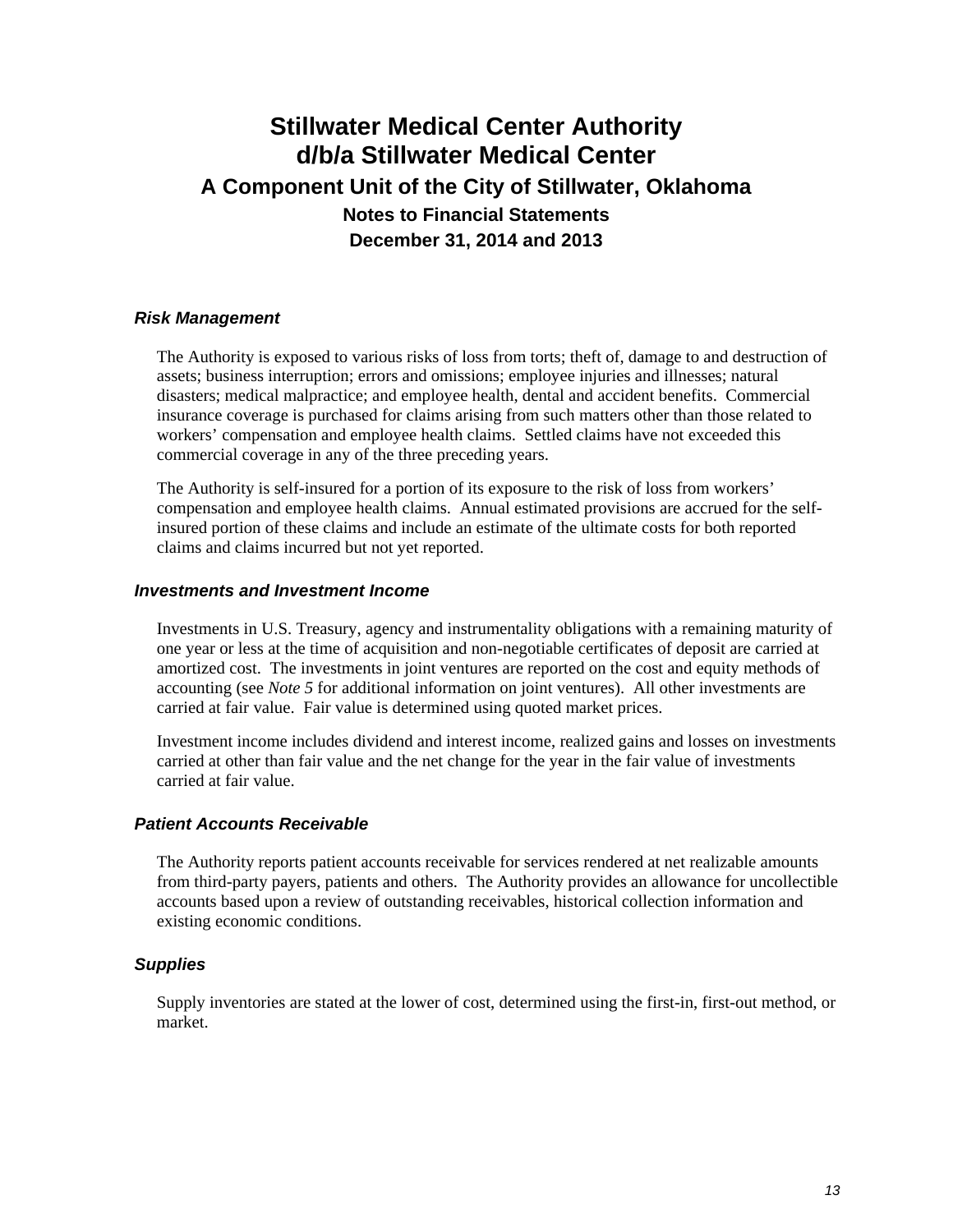### *Risk Management*

The Authority is exposed to various risks of loss from torts; theft of, damage to and destruction of assets; business interruption; errors and omissions; employee injuries and illnesses; natural disasters; medical malpractice; and employee health, dental and accident benefits. Commercial insurance coverage is purchased for claims arising from such matters other than those related to workers' compensation and employee health claims. Settled claims have not exceeded this commercial coverage in any of the three preceding years.

The Authority is self-insured for a portion of its exposure to the risk of loss from workers' compensation and employee health claims. Annual estimated provisions are accrued for the self-insured portion of these claims and include an estimate of the ultimate costs for both reported claims and claims incurred but not yet reported.

### *Investments and Investment Income*

Investments in U.S. Treasury, agency and instrumentality obligations with a remaining maturity of one year or less at the time of acquisition and non-negotiable certificates of deposit are carried at amortized cost. The investments in joint ventures are reported on the cost and equity methods of accounting (see *Note 5* for additional information on joint ventures). All other investments are carried at fair value. Fair value is determined using quoted market prices.

Investment income includes dividend and interest income, realized gains and losses on investments carried at other than fair value and the net change for the year in the fair value of investments carried at fair value.

### *Patient Accounts Receivable*

The Authority reports patient accounts receivable for services rendered at net realizable amounts from third-party payers, patients and others. The Authority provides an allowance for uncollectible accounts based upon a review of outstanding receivables, historical collection information and existing economic conditions.

### *Supplies*

Supply inventories are stated at the lower of cost, determined using the first-in, first-out method, or market.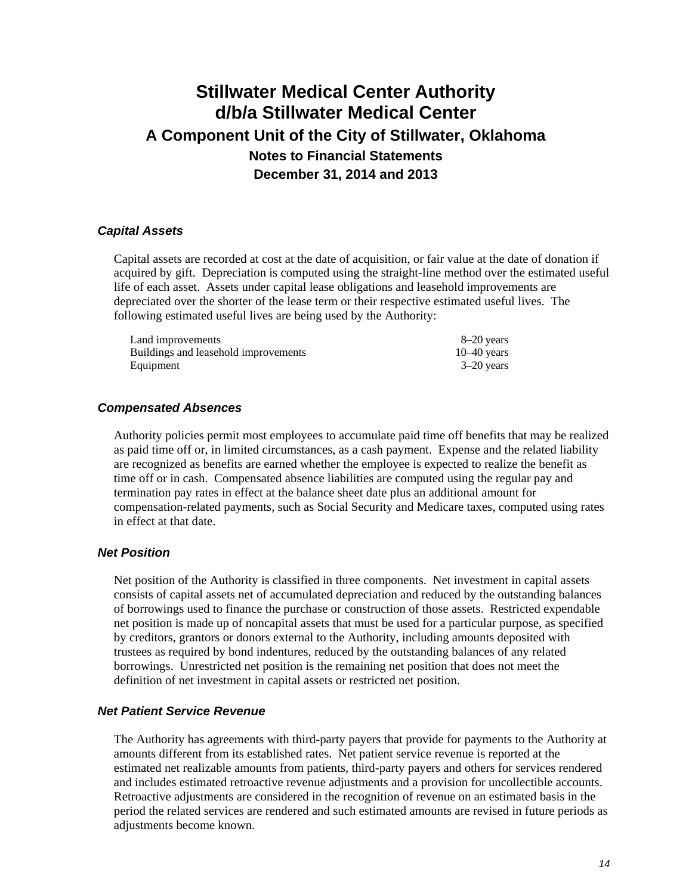# Stillwater Medical Center Authority
# d/b/a Stillwater Medical Center
## A Component Unit of the City of Stillwater, Oklahoma
### Notes to Financial Statements
### December 31, 2014 and 2013

#### *Capital Assets*

Capital assets are recorded at cost at the date of acquisition, or fair value at the date of donation if acquired by gift. Depreciation is computed using the straight-line method over the estimated useful life of each asset. Assets under capital lease obligations and leasehold improvements are depreciated over the shorter of the lease term or their respective estimated useful lives. The following estimated useful lives are being used by the Authority:

| | |
|---|---|
| Land improvements | 8–20 years |
| Buildings and leasehold improvements | 10–40 years |
| Equipment | 3–20 years |

#### *Compensated Absences*

Authority policies permit most employees to accumulate paid time off benefits that may be realized as paid time off or, in limited circumstances, as a cash payment. Expense and the related liability are recognized as benefits are earned whether the employee is expected to realize the benefit as time off or in cash. Compensated absence liabilities are computed using the regular pay and termination pay rates in effect at the balance sheet date plus an additional amount for compensation-related payments, such as Social Security and Medicare taxes, computed using rates in effect at that date.

#### *Net Position*

Net position of the Authority is classified in three components. Net investment in capital assets consists of capital assets net of accumulated depreciation and reduced by the outstanding balances of borrowings used to finance the purchase or construction of those assets. Restricted expendable net position is made up of noncapital assets that must be used for a particular purpose, as specified by creditors, grantors or donors external to the Authority, including amounts deposited with trustees as required by bond indentures, reduced by the outstanding balances of any related borrowings. Unrestricted net position is the remaining net position that does not meet the definition of net investment in capital assets or restricted net position.

#### *Net Patient Service Revenue*

The Authority has agreements with third-party payers that provide for payments to the Authority at amounts different from its established rates. Net patient service revenue is reported at the estimated net realizable amounts from patients, third-party payers and others for services rendered and includes estimated retroactive revenue adjustments and a provision for uncollectible accounts. Retroactive adjustments are considered in the recognition of revenue on an estimated basis in the period the related services are rendered and such estimated amounts are revised in future periods as adjustments become known.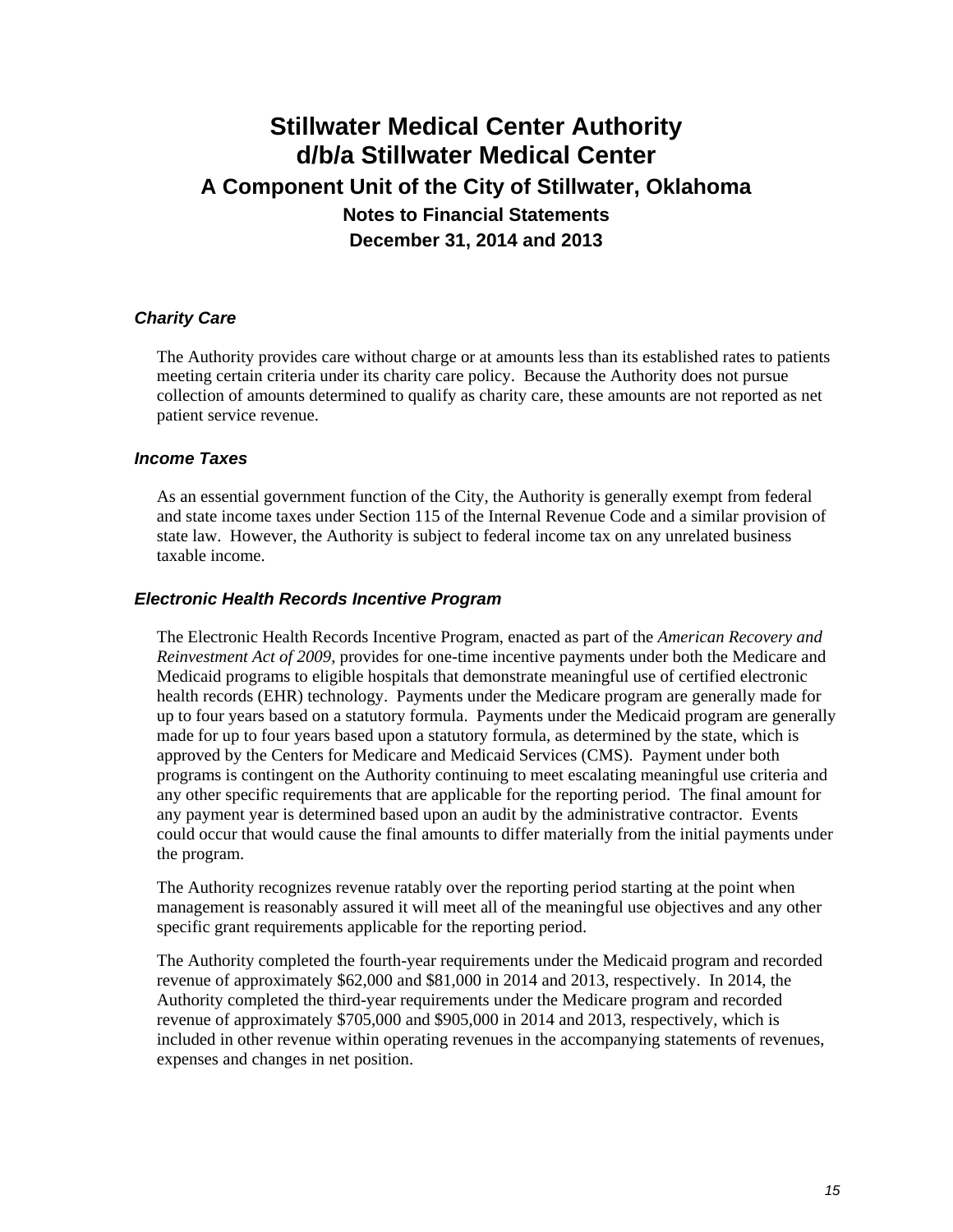# Stillwater Medical Center Authority
# d/b/a Stillwater Medical Center
## A Component Unit of the City of Stillwater, Oklahoma
### Notes to Financial Statements
### December 31, 2014 and 2013

#### *Charity Care*

The Authority provides care without charge or at amounts less than its established rates to patients meeting certain criteria under its charity care policy. Because the Authority does not pursue collection of amounts determined to qualify as charity care, these amounts are not reported as net patient service revenue.

#### *Income Taxes*

As an essential government function of the City, the Authority is generally exempt from federal and state income taxes under Section 115 of the Internal Revenue Code and a similar provision of state law. However, the Authority is subject to federal income tax on any unrelated business taxable income.

#### *Electronic Health Records Incentive Program*

The Electronic Health Records Incentive Program, enacted as part of the *American Recovery and Reinvestment Act of 2009*, provides for one-time incentive payments under both the Medicare and Medicaid programs to eligible hospitals that demonstrate meaningful use of certified electronic health records (EHR) technology. Payments under the Medicare program are generally made for up to four years based on a statutory formula. Payments under the Medicaid program are generally made for up to four years based upon a statutory formula, as determined by the state, which is approved by the Centers for Medicare and Medicaid Services (CMS). Payment under both programs is contingent on the Authority continuing to meet escalating meaningful use criteria and any other specific requirements that are applicable for the reporting period. The final amount for any payment year is determined based upon an audit by the administrative contractor. Events could occur that would cause the final amounts to differ materially from the initial payments under the program.

The Authority recognizes revenue ratably over the reporting period starting at the point when management is reasonably assured it will meet all of the meaningful use objectives and any other specific grant requirements applicable for the reporting period.

The Authority completed the fourth-year requirements under the Medicaid program and recorded revenue of approximately $62,000 and $81,000 in 2014 and 2013, respectively. In 2014, the Authority completed the third-year requirements under the Medicare program and recorded revenue of approximately $705,000 and $905,000 in 2014 and 2013, respectively, which is included in other revenue within operating revenues in the accompanying statements of revenues, expenses and changes in net position.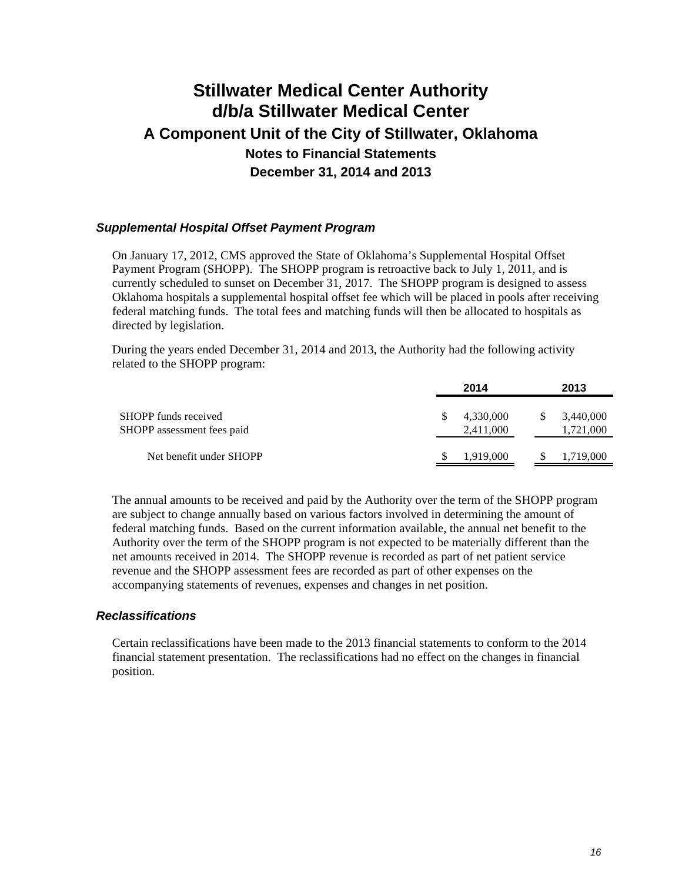# Stillwater Medical Center Authority
# d/b/a Stillwater Medical Center
## A Component Unit of the City of Stillwater, Oklahoma
### Notes to Financial Statements
### December 31, 2014 and 2013

#### *Supplemental Hospital Offset Payment Program*

On January 17, 2012, CMS approved the State of Oklahoma's Supplemental Hospital Offset Payment Program (SHOPP). The SHOPP program is retroactive back to July 1, 2011, and is currently scheduled to sunset on December 31, 2017. The SHOPP program is designed to assess Oklahoma hospitals a supplemental hospital offset fee which will be placed in pools after receiving federal matching funds. The total fees and matching funds will then be allocated to hospitals as directed by legislation.

During the years ended December 31, 2014 and 2013, the Authority had the following activity related to the SHOPP program:

| | 2014 | 2013 |
|---|---|---|
| SHOPP funds received | $ 4,330,000 | $ 3,440,000 |
| SHOPP assessment fees paid | 2,411,000 | 1,721,000 |
| Net benefit under SHOPP | $ 1,919,000 | $ 1,719,000 |

The annual amounts to be received and paid by the Authority over the term of the SHOPP program are subject to change annually based on various factors involved in determining the amount of federal matching funds. Based on the current information available, the annual net benefit to the Authority over the term of the SHOPP program is not expected to be materially different than the net amounts received in 2014. The SHOPP revenue is recorded as part of net patient service revenue and the SHOPP assessment fees are recorded as part of other expenses on the accompanying statements of revenues, expenses and changes in net position.

#### *Reclassifications*

Certain reclassifications have been made to the 2013 financial statements to conform to the 2014 financial statement presentation. The reclassifications had no effect on the changes in financial position.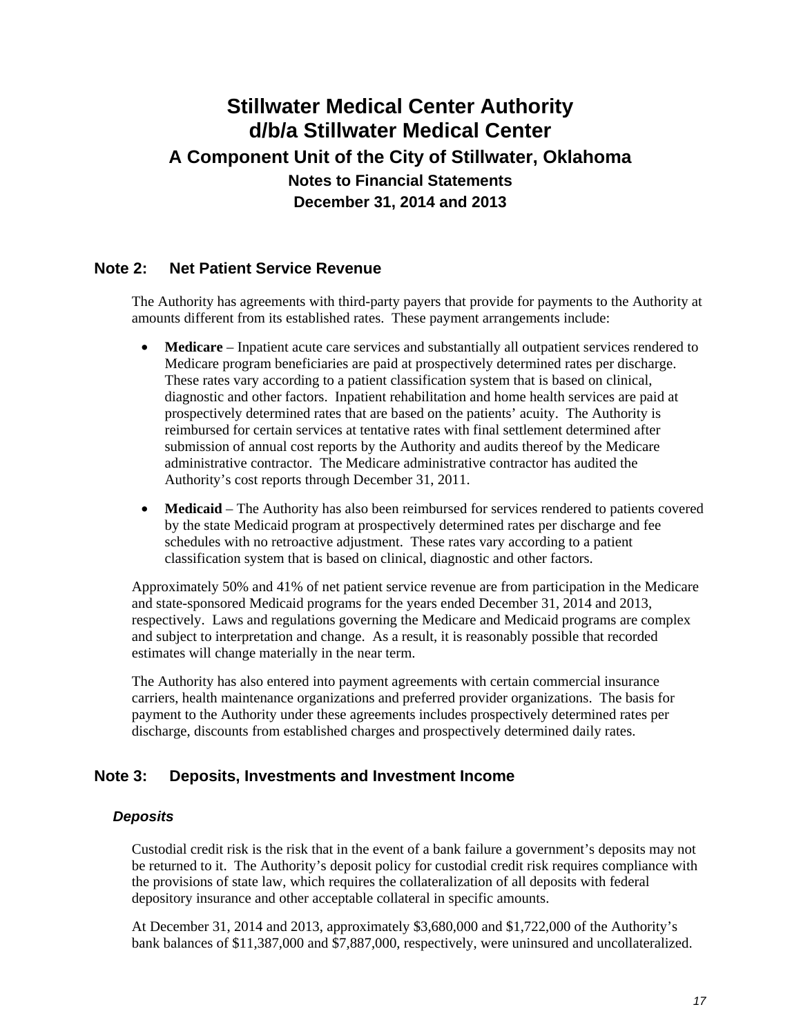# Stillwater Medical Center Authority
# d/b/a Stillwater Medical Center
## A Component Unit of the City of Stillwater, Oklahoma
### Notes to Financial Statements
### December 31, 2014 and 2013

## Note 2: Net Patient Service Revenue

The Authority has agreements with third-party payers that provide for payments to the Authority at amounts different from its established rates. These payment arrangements include:

- **Medicare** – Inpatient acute care services and substantially all outpatient services rendered to Medicare program beneficiaries are paid at prospectively determined rates per discharge. These rates vary according to a patient classification system that is based on clinical, diagnostic and other factors. Inpatient rehabilitation and home health services are paid at prospectively determined rates that are based on the patients' acuity. The Authority is reimbursed for certain services at tentative rates with final settlement determined after submission of annual cost reports by the Authority and audits thereof by the Medicare administrative contractor. The Medicare administrative contractor has audited the Authority's cost reports through December 31, 2011.

- **Medicaid** – The Authority has also been reimbursed for services rendered to patients covered by the state Medicaid program at prospectively determined rates per discharge and fee schedules with no retroactive adjustment. These rates vary according to a patient classification system that is based on clinical, diagnostic and other factors.

Approximately 50% and 41% of net patient service revenue are from participation in the Medicare and state-sponsored Medicaid programs for the years ended December 31, 2014 and 2013, respectively. Laws and regulations governing the Medicare and Medicaid programs are complex and subject to interpretation and change. As a result, it is reasonably possible that recorded estimates will change materially in the near term.

The Authority has also entered into payment agreements with certain commercial insurance carriers, health maintenance organizations and preferred provider organizations. The basis for payment to the Authority under these agreements includes prospectively determined rates per discharge, discounts from established charges and prospectively determined daily rates.

## Note 3: Deposits, Investments and Investment Income

### *Deposits*

Custodial credit risk is the risk that in the event of a bank failure a government's deposits may not be returned to it. The Authority's deposit policy for custodial credit risk requires compliance with the provisions of state law, which requires the collateralization of all deposits with federal depository insurance and other acceptable collateral in specific amounts.

At December 31, 2014 and 2013, approximately $3,680,000 and $1,722,000 of the Authority's bank balances of $11,387,000 and $7,887,000, respectively, were uninsured and uncollateralized.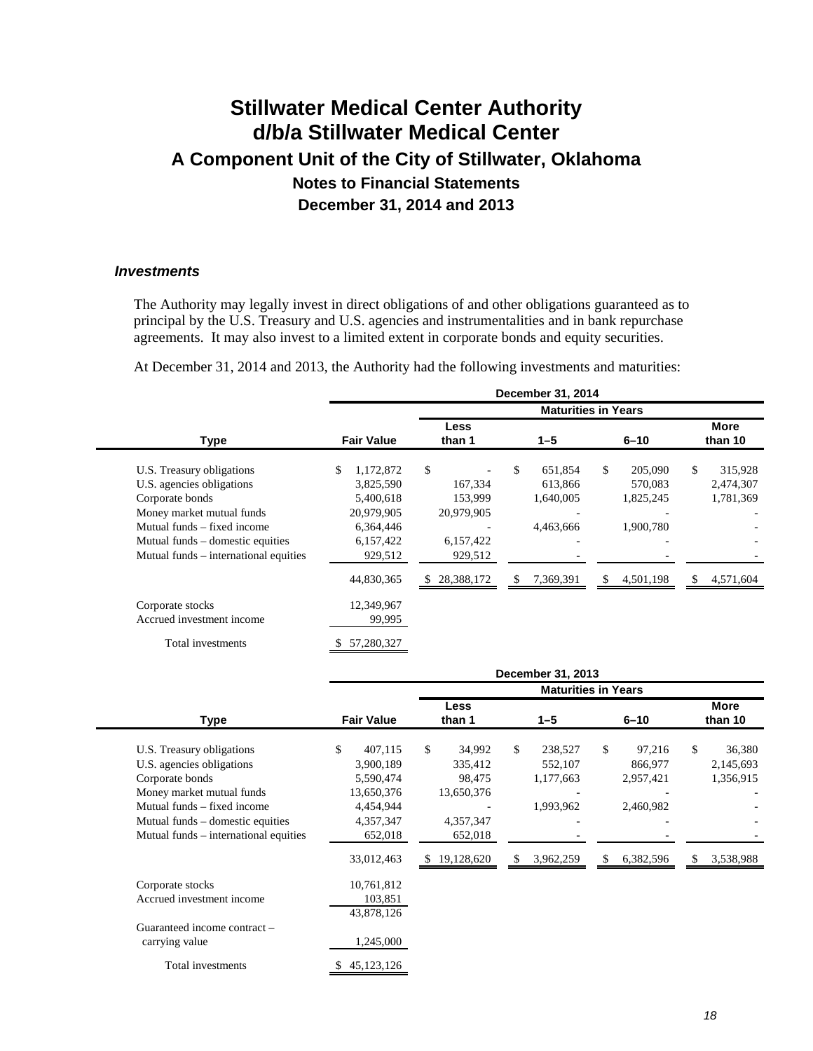# Stillwater Medical Center Authority
# d/b/a Stillwater Medical Center
## A Component Unit of the City of Stillwater, Oklahoma
### Notes to Financial Statements
### December 31, 2014 and 2013

#### *Investments*

The Authority may legally invest in direct obligations of and other obligations guaranteed as to principal by the U.S. Treasury and U.S. agencies and instrumentalities and in bank repurchase agreements. It may also invest to a limited extent in corporate bonds and equity securities.

At December 31, 2014 and 2013, the Authority had the following investments and maturities:

| | December 31, 2014 | | | | |
|---|---|---|---|---|---|
| | | Maturities in Years | | | |
| **Type** | **Fair Value** | **Less than 1** | **1–5** | **6–10** | **More than 10** |
| U.S. Treasury obligations | $ 1,172,872 | $ - | $ 651,854 | $ 205,090 | $ 315,928 |
| U.S. agencies obligations | 3,825,590 | 167,334 | 613,866 | 570,083 | 2,474,307 |
| Corporate bonds | 5,400,618 | 153,999 | 1,640,005 | 1,825,245 | 1,781,369 |
| Money market mutual funds | 20,979,905 | 20,979,905 | - | - | - |
| Mutual funds – fixed income | 6,364,446 | - | 4,463,666 | 1,900,780 | - |
| Mutual funds – domestic equities | 6,157,422 | 6,157,422 | - | - | - |
| Mutual funds – international equities | 929,512 | 929,512 | - | - | - |
| | 44,830,365 | $ 28,388,172 | $ 7,369,391 | $ 4,501,198 | $ 4,571,604 |
| Corporate stocks | 12,349,967 | | | | |
| Accrued investment income | 99,995 | | | | |
| Total investments | $ 57,280,327 | | | | |

| | December 31, 2013 | | | | |
|---|---|---|---|---|---|
| | | Maturities in Years | | | |
| **Type** | **Fair Value** | **Less than 1** | **1–5** | **6–10** | **More than 10** |
| U.S. Treasury obligations | $ 407,115 | $ 34,992 | $ 238,527 | $ 97,216 | $ 36,380 |
| U.S. agencies obligations | 3,900,189 | 335,412 | 552,107 | 866,977 | 2,145,693 |
| Corporate bonds | 5,590,474 | 98,475 | 1,177,663 | 2,957,421 | 1,356,915 |
| Money market mutual funds | 13,650,376 | 13,650,376 | - | - | - |
| Mutual funds – fixed income | 4,454,944 | - | 1,993,962 | 2,460,982 | - |
| Mutual funds – domestic equities | 4,357,347 | 4,357,347 | - | - | - |
| Mutual funds – international equities | 652,018 | 652,018 | - | - | - |
| | 33,012,463 | $ 19,128,620 | $ 3,962,259 | $ 6,382,596 | $ 3,538,988 |
| Corporate stocks | 10,761,812 | | | | |
| Accrued investment income | 103,851 | | | | |
| | 43,878,126 | | | | |
| Guaranteed income contract – carrying value | 1,245,000 | | | | |
| Total investments | $ 45,123,126 | | | | |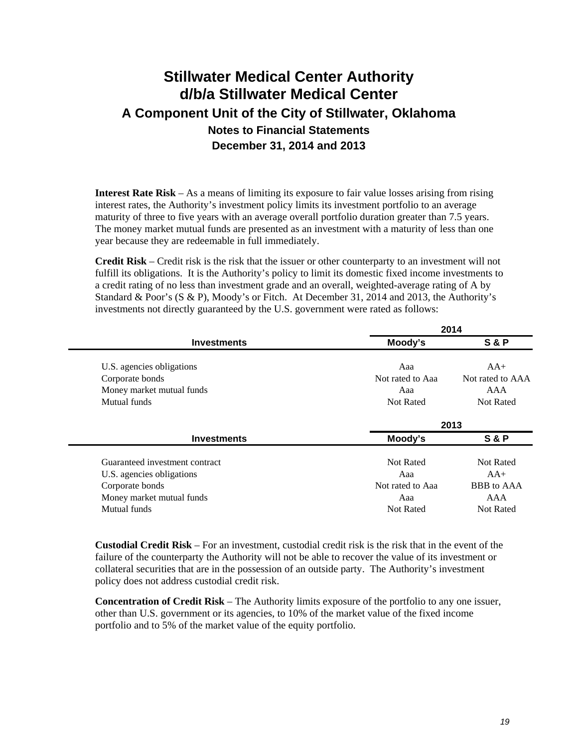**Interest Rate Risk** – As a means of limiting its exposure to fair value losses arising from rising interest rates, the Authority's investment policy limits its investment portfolio to an average maturity of three to five years with an average overall portfolio duration greater than 7.5 years. The money market mutual funds are presented as an investment with a maturity of less than one year because they are redeemable in full immediately.

**Credit Risk** – Credit risk is the risk that the issuer or other counterparty to an investment will not fulfill its obligations. It is the Authority's policy to limit its domestic fixed income investments to a credit rating of no less than investment grade and an overall, weighted-average rating of A by Standard & Poor's (S & P), Moody's or Fitch. At December 31, 2014 and 2013, the Authority's investments not directly guaranteed by the U.S. government were rated as follows:

| | 2014 | |
|---|---|---|
| **Investments** | **Moody's** | **S & P** |
| U.S. agencies obligations | Aaa | AA+ |
| Corporate bonds | Not rated to Aaa | Not rated to AAA |
| Money market mutual funds | Aaa | AAA |
| Mutual funds | Not Rated | Not Rated |

| | 2013 | |
|---|---|---|
| **Investments** | **Moody's** | **S & P** |
| Guaranteed investment contract | Not Rated | Not Rated |
| U.S. agencies obligations | Aaa | AA+ |
| Corporate bonds | Not rated to Aaa | BBB to AAA |
| Money market mutual funds | Aaa | AAA |
| Mutual funds | Not Rated | Not Rated |

**Custodial Credit Risk** – For an investment, custodial credit risk is the risk that in the event of the failure of the counterparty the Authority will not be able to recover the value of its investment or collateral securities that are in the possession of an outside party. The Authority's investment policy does not address custodial credit risk.

**Concentration of Credit Risk** – The Authority limits exposure of the portfolio to any one issuer, other than U.S. government or its agencies, to 10% of the market value of the fixed income portfolio and to 5% of the market value of the equity portfolio.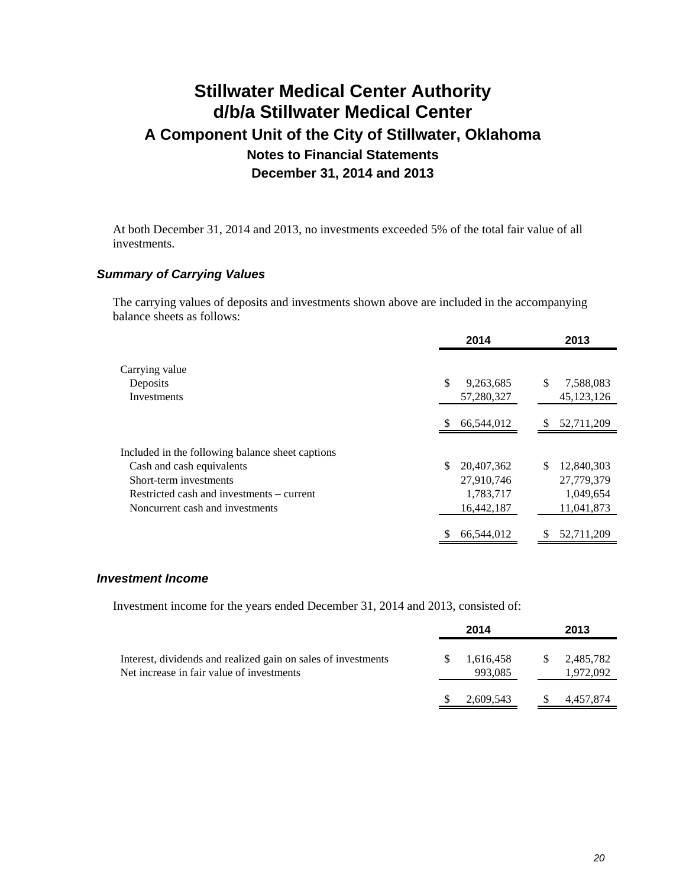At both December 31, 2014 and 2013, no investments exceeded 5% of the total fair value of all investments.

### *Summary of Carrying Values*

The carrying values of deposits and investments shown above are included in the accompanying balance sheets as follows:

| | 2014 | 2013 |
|---|---|---|
| Carrying value | | |
| Deposits | $ 9,263,685 | $ 7,588,083 |
| Investments | 57,280,327 | 45,123,126 |
| | $ 66,544,012 | $ 52,711,209 |
| Included in the following balance sheet captions | | |
| Cash and cash equivalents | $ 20,407,362 | $ 12,840,303 |
| Short-term investments | 27,910,746 | 27,779,379 |
| Restricted cash and investments – current | 1,783,717 | 1,049,654 |
| Noncurrent cash and investments | 16,442,187 | 11,041,873 |
| | $ 66,544,012 | $ 52,711,209 |

### *Investment Income*

Investment income for the years ended December 31, 2014 and 2013, consisted of:

| | 2014 | 2013 |
|---|---|---|
| Interest, dividends and realized gain on sales of investments | $ 1,616,458 | $ 2,485,782 |
| Net increase in fair value of investments | 993,085 | 1,972,092 |
| | $ 2,609,543 | $ 4,457,874 |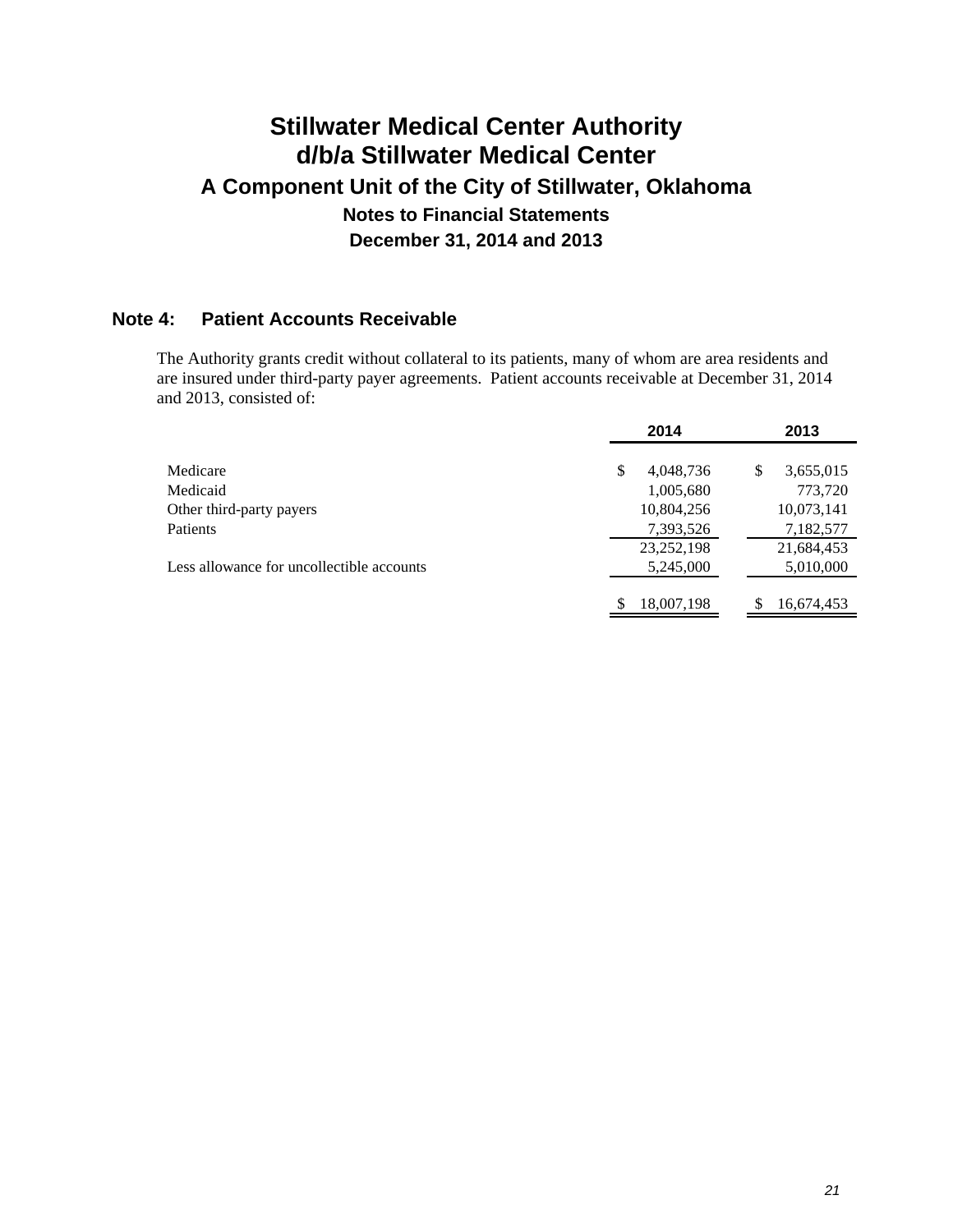# Stillwater Medical Center Authority
# d/b/a Stillwater Medical Center
## A Component Unit of the City of Stillwater, Oklahoma
### Notes to Financial Statements
### December 31, 2014 and 2013

## Note 4: Patient Accounts Receivable

The Authority grants credit without collateral to its patients, many of whom are area residents and are insured under third-party payer agreements. Patient accounts receivable at December 31, 2014 and 2013, consisted of:

| | 2014 | 2013 |
|---|---|---|
| Medicare | $ 4,048,736 | $ 3,655,015 |
| Medicaid | 1,005,680 | 773,720 |
| Other third-party payers | 10,804,256 | 10,073,141 |
| Patients | 7,393,526 | 7,182,577 |
| | 23,252,198 | 21,684,453 |
| Less allowance for uncollectible accounts | 5,245,000 | 5,010,000 |
| | $ 18,007,198 | $ 16,674,453 |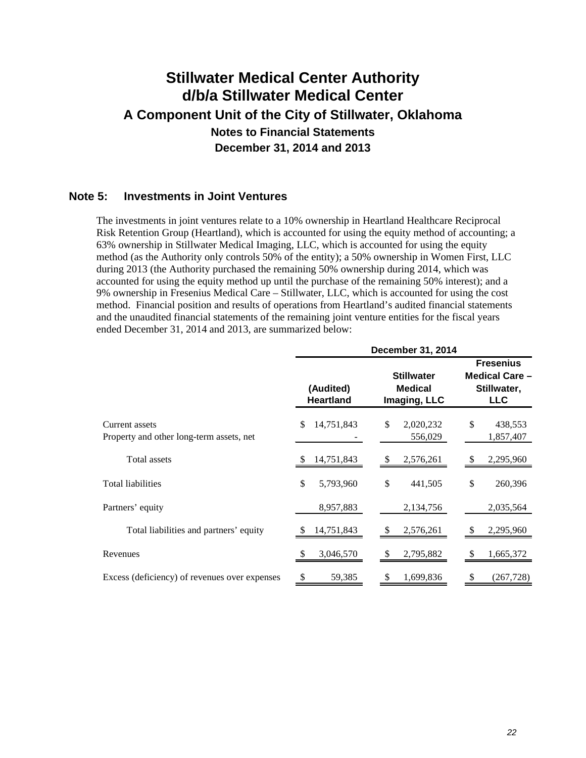# Stillwater Medical Center Authority
# d/b/a Stillwater Medical Center
## A Component Unit of the City of Stillwater, Oklahoma
### Notes to Financial Statements
### December 31, 2014 and 2013

## Note 5: Investments in Joint Ventures

The investments in joint ventures relate to a 10% ownership in Heartland Healthcare Reciprocal Risk Retention Group (Heartland), which is accounted for using the equity method of accounting; a 63% ownership in Stillwater Medical Imaging, LLC, which is accounted for using the equity method (as the Authority only controls 50% of the entity); a 50% ownership in Women First, LLC during 2013 (the Authority purchased the remaining 50% ownership during 2014, which was accounted for using the equity method up until the purchase of the remaining 50% interest); and a 9% ownership in Fresenius Medical Care – Stillwater, LLC, which is accounted for using the cost method. Financial position and results of operations from Heartland's audited financial statements and the unaudited financial statements of the remaining joint venture entities for the fiscal years ended December 31, 2014 and 2013, are summarized below:

| | December 31, 2014 | | |
|---|---|---|---|
| | (Audited) Heartland | Stillwater Medical Imaging, LLC | Fresenius Medical Care – Stillwater, LLC |
| Current assets | $ 14,751,843 | $ 2,020,232 | $ 438,553 |
| Property and other long-term assets, net | - | 556,029 | 1,857,407 |
| Total assets | $ 14,751,843 | $ 2,576,261 | $ 2,295,960 |
| Total liabilities | $ 5,793,960 | $ 441,505 | $ 260,396 |
| Partners' equity | 8,957,883 | 2,134,756 | 2,035,564 |
| Total liabilities and partners' equity | $ 14,751,843 | $ 2,576,261 | $ 2,295,960 |
| Revenues | $ 3,046,570 | $ 2,795,882 | $ 1,665,372 |
| Excess (deficiency) of revenues over expenses | $ 59,385 | $ 1,699,836 | $ (267,728) |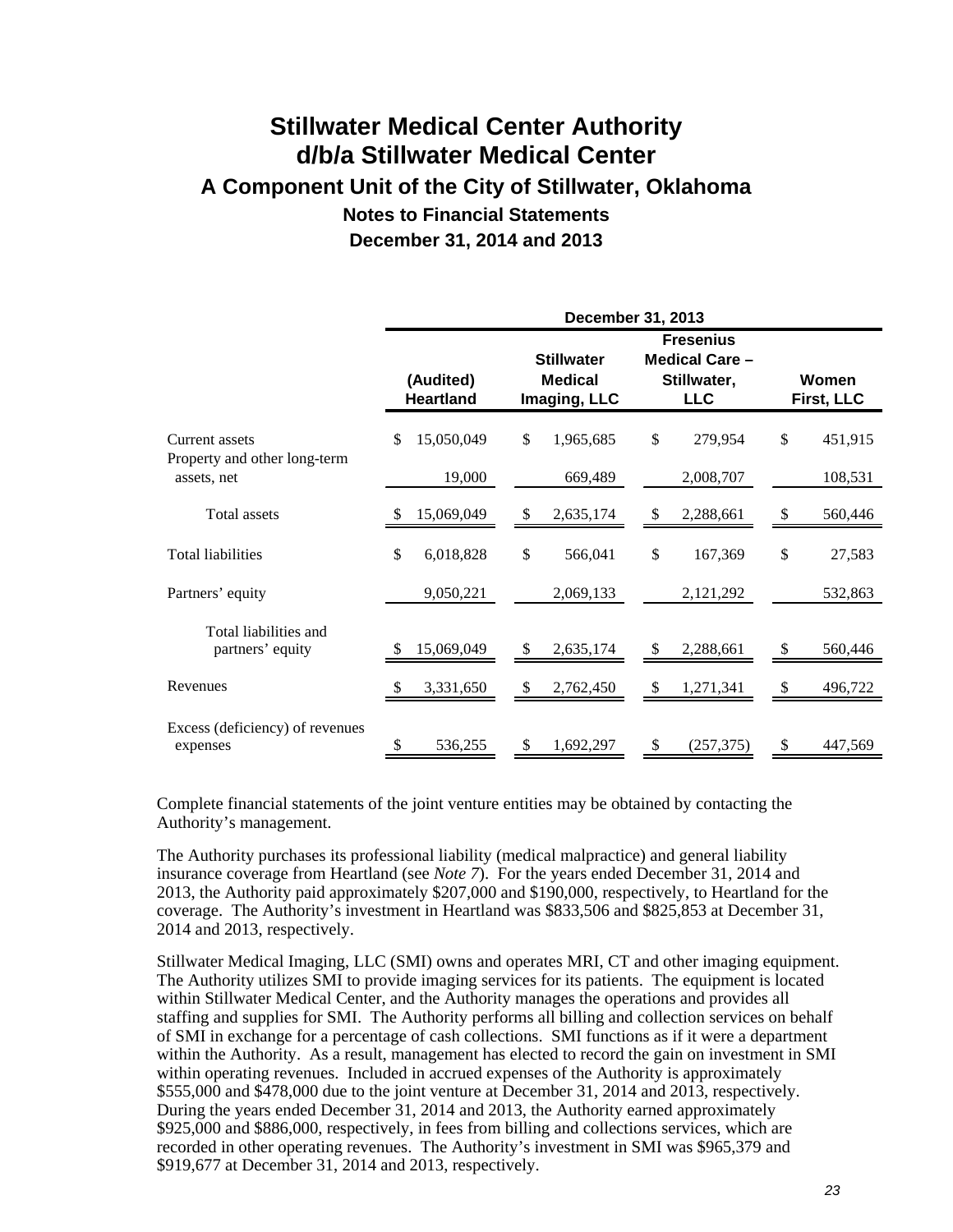# Stillwater Medical Center Authority
# d/b/a Stillwater Medical Center
## A Component Unit of the City of Stillwater, Oklahoma
### Notes to Financial Statements
### December 31, 2014 and 2013

| | December 31, 2013 | | | |
|---|---|---|---|---|
| | (Audited) Heartland | Stillwater Medical Imaging, LLC | Fresenius Medical Care – Stillwater, LLC | Women First, LLC |
| Current assets | $ 15,050,049 | $ 1,965,685 | $ 279,954 | $ 451,915 |
| Property and other long-term assets, net | 19,000 | 669,489 | 2,008,707 | 108,531 |
| Total assets | $ 15,069,049 | $ 2,635,174 | $ 2,288,661 | $ 560,446 |
| Total liabilities | $ 6,018,828 | $ 566,041 | $ 167,369 | $ 27,583 |
| Partners' equity | 9,050,221 | 2,069,133 | 2,121,292 | 532,863 |
| Total liabilities and partners' equity | $ 15,069,049 | $ 2,635,174 | $ 2,288,661 | $ 560,446 |
| Revenues | $ 3,331,650 | $ 2,762,450 | $ 1,271,341 | $ 496,722 |
| Excess (deficiency) of revenues expenses | $ 536,255 | $ 1,692,297 | $ (257,375) | $ 447,569 |

Complete financial statements of the joint venture entities may be obtained by contacting the Authority's management.

The Authority purchases its professional liability (medical malpractice) and general liability insurance coverage from Heartland (see *Note 7*). For the years ended December 31, 2014 and 2013, the Authority paid approximately $207,000 and $190,000, respectively, to Heartland for the coverage. The Authority's investment in Heartland was $833,506 and $825,853 at December 31, 2014 and 2013, respectively.

Stillwater Medical Imaging, LLC (SMI) owns and operates MRI, CT and other imaging equipment. The Authority utilizes SMI to provide imaging services for its patients. The equipment is located within Stillwater Medical Center, and the Authority manages the operations and provides all staffing and supplies for SMI. The Authority performs all billing and collection services on behalf of SMI in exchange for a percentage of cash collections. SMI functions as if it were a department within the Authority. As a result, management has elected to record the gain on investment in SMI within operating revenues. Included in accrued expenses of the Authority is approximately $555,000 and $478,000 due to the joint venture at December 31, 2014 and 2013, respectively. During the years ended December 31, 2014 and 2013, the Authority earned approximately $925,000 and $886,000, respectively, in fees from billing and collections services, which are recorded in other operating revenues. The Authority's investment in SMI was $965,379 and $919,677 at December 31, 2014 and 2013, respectively.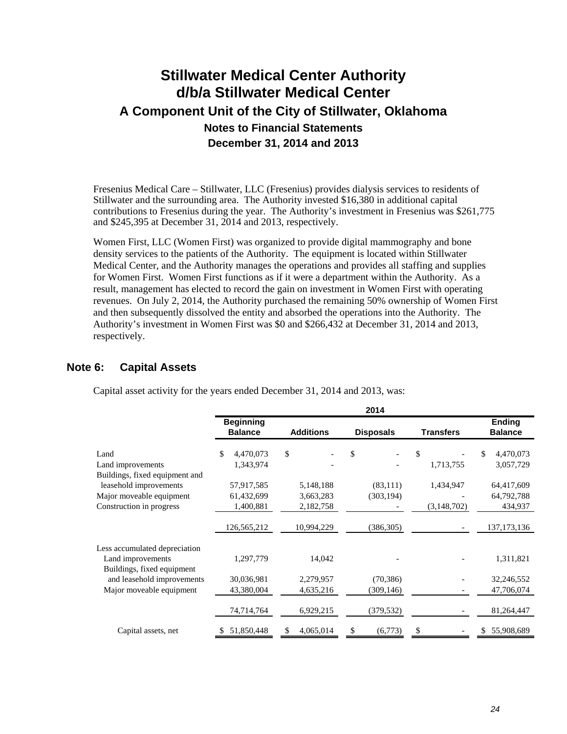Fresenius Medical Care – Stillwater, LLC (Fresenius) provides dialysis services to residents of Stillwater and the surrounding area. The Authority invested $16,380 in additional capital contributions to Fresenius during the year. The Authority's investment in Fresenius was $261,775 and $245,395 at December 31, 2014 and 2013, respectively.

Women First, LLC (Women First) was organized to provide digital mammography and bone density services to the patients of the Authority. The equipment is located within Stillwater Medical Center, and the Authority manages the operations and provides all staffing and supplies for Women First. Women First functions as if it were a department within the Authority. As a result, management has elected to record the gain on investment in Women First with operating revenues. On July 2, 2014, the Authority purchased the remaining 50% ownership of Women First and then subsequently dissolved the entity and absorbed the operations into the Authority. The Authority's investment in Women First was $0 and $266,432 at December 31, 2014 and 2013, respectively.

## Note 6: Capital Assets

Capital asset activity for the years ended December 31, 2014 and 2013, was:

| | 2014 | | | | |
|---|---|---|---|---|---|
| | **Beginning Balance** | **Additions** | **Disposals** | **Transfers** | **Ending Balance** |
| Land | $ 4,470,073 | $ - | $ - | $ - | $ 4,470,073 |
| Land improvements | 1,343,974 | - | - | 1,713,755 | 3,057,729 |
| Buildings, fixed equipment and leasehold improvements | 57,917,585 | 5,148,188 | (83,111) | 1,434,947 | 64,417,609 |
| Major moveable equipment | 61,432,699 | 3,663,283 | (303,194) | - | 64,792,788 |
| Construction in progress | 1,400,881 | 2,182,758 | - | (3,148,702) | 434,937 |
| | 126,565,212 | 10,994,229 | (386,305) | - | 137,173,136 |
| Less accumulated depreciation | | | | | |
| Land improvements | 1,297,779 | 14,042 | - | - | 1,311,821 |
| Buildings, fixed equipment and leasehold improvements | 30,036,981 | 2,279,957 | (70,386) | - | 32,246,552 |
| Major moveable equipment | 43,380,004 | 4,635,216 | (309,146) | - | 47,706,074 |
| | 74,714,764 | 6,929,215 | (379,532) | - | 81,264,447 |
| Capital assets, net | $ 51,850,448 | $ 4,065,014 | $ (6,773) | $ - | $ 55,908,689 |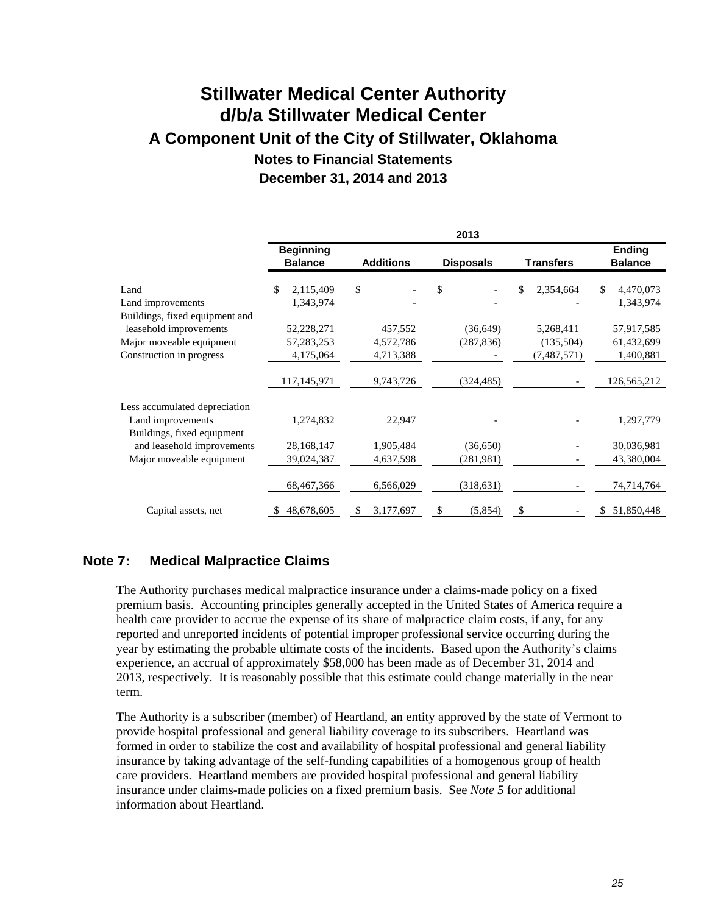# Stillwater Medical Center Authority
# d/b/a Stillwater Medical Center
## A Component Unit of the City of Stillwater, Oklahoma
### Notes to Financial Statements
### December 31, 2014 and 2013

| | 2013 | | | | |
|---|---|---|---|---|---|
| | **Beginning Balance** | **Additions** | **Disposals** | **Transfers** | **Ending Balance** |
| Land | $ 2,115,409 | $ - | $ - | $ 2,354,664 | $ 4,470,073 |
| Land improvements | 1,343,974 | - | - | - | 1,343,974 |
| Buildings, fixed equipment and leasehold improvements | 52,228,271 | 457,552 | (36,649) | 5,268,411 | 57,917,585 |
| Major moveable equipment | 57,283,253 | 4,572,786 | (287,836) | (135,504) | 61,432,699 |
| Construction in progress | 4,175,064 | 4,713,388 | - | (7,487,571) | 1,400,881 |
| | 117,145,971 | 9,743,726 | (324,485) | - | 126,565,212 |
| Less accumulated depreciation | | | | | |
| Land improvements | 1,274,832 | 22,947 | - | - | 1,297,779 |
| Buildings, fixed equipment and leasehold improvements | 28,168,147 | 1,905,484 | (36,650) | - | 30,036,981 |
| Major moveable equipment | 39,024,387 | 4,637,598 | (281,981) | - | 43,380,004 |
| | 68,467,366 | 6,566,029 | (318,631) | - | 74,714,764 |
| Capital assets, net | $ 48,678,605 | $ 3,177,697 | $ (5,854) | $ - | $ 51,850,448 |

## Note 7: Medical Malpractice Claims

The Authority purchases medical malpractice insurance under a claims-made policy on a fixed premium basis. Accounting principles generally accepted in the United States of America require a health care provider to accrue the expense of its share of malpractice claim costs, if any, for any reported and unreported incidents of potential improper professional service occurring during the year by estimating the probable ultimate costs of the incidents. Based upon the Authority's claims experience, an accrual of approximately $58,000 has been made as of December 31, 2014 and 2013, respectively. It is reasonably possible that this estimate could change materially in the near term.

The Authority is a subscriber (member) of Heartland, an entity approved by the state of Vermont to provide hospital professional and general liability coverage to its subscribers. Heartland was formed in order to stabilize the cost and availability of hospital professional and general liability insurance by taking advantage of the self-funding capabilities of a homogenous group of health care providers. Heartland members are provided hospital professional and general liability insurance under claims-made policies on a fixed premium basis. See *Note 5* for additional information about Heartland.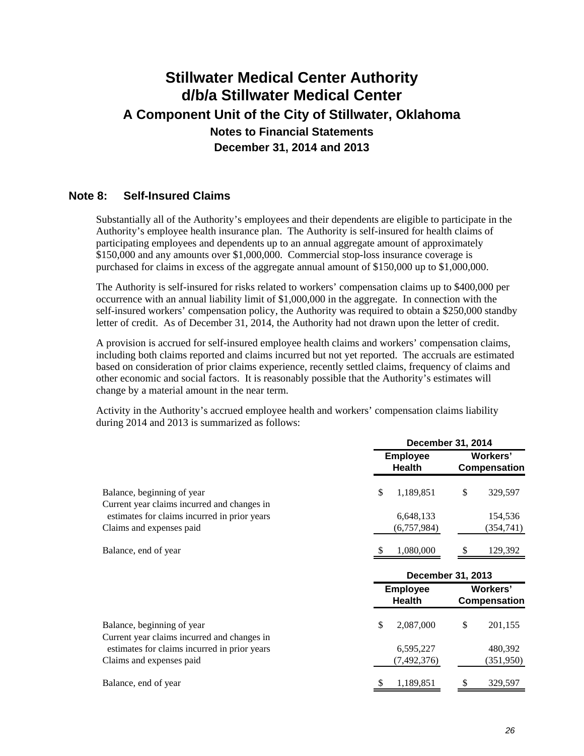# Stillwater Medical Center Authority
# d/b/a Stillwater Medical Center
## A Component Unit of the City of Stillwater, Oklahoma
### Notes to Financial Statements
### December 31, 2014 and 2013

## Note 8: Self-Insured Claims

Substantially all of the Authority's employees and their dependents are eligible to participate in the Authority's employee health insurance plan. The Authority is self-insured for health claims of participating employees and dependents up to an annual aggregate amount of approximately $150,000 and any amounts over $1,000,000. Commercial stop-loss insurance coverage is purchased for claims in excess of the aggregate annual amount of $150,000 up to $1,000,000.

The Authority is self-insured for risks related to workers' compensation claims up to $400,000 per occurrence with an annual liability limit of $1,000,000 in the aggregate. In connection with the self-insured workers' compensation policy, the Authority was required to obtain a $250,000 standby letter of credit. As of December 31, 2014, the Authority had not drawn upon the letter of credit.

A provision is accrued for self-insured employee health claims and workers' compensation claims, including both claims reported and claims incurred but not yet reported. The accruals are estimated based on consideration of prior claims experience, recently settled claims, frequency of claims and other economic and social factors. It is reasonably possible that the Authority's estimates will change by a material amount in the near term.

Activity in the Authority's accrued employee health and workers' compensation claims liability during 2014 and 2013 is summarized as follows:

| | December 31, 2014 | |
|---|---|---|
| | Employee Health | Workers' Compensation |
| Balance, beginning of year | $ 1,189,851 | $ 329,597 |
| Current year claims incurred and changes in estimates for claims incurred in prior years | 6,648,133 | 154,536 |
| Claims and expenses paid | (6,757,984) | (354,741) |
| Balance, end of year | $ 1,080,000 | $ 129,392 |

| | December 31, 2013 | |
|---|---|---|
| | Employee Health | Workers' Compensation |
| Balance, beginning of year | $ 2,087,000 | $ 201,155 |
| Current year claims incurred and changes in estimates for claims incurred in prior years | 6,595,227 | 480,392 |
| Claims and expenses paid | (7,492,376) | (351,950) |
| Balance, end of year | $ 1,189,851 | $ 329,597 |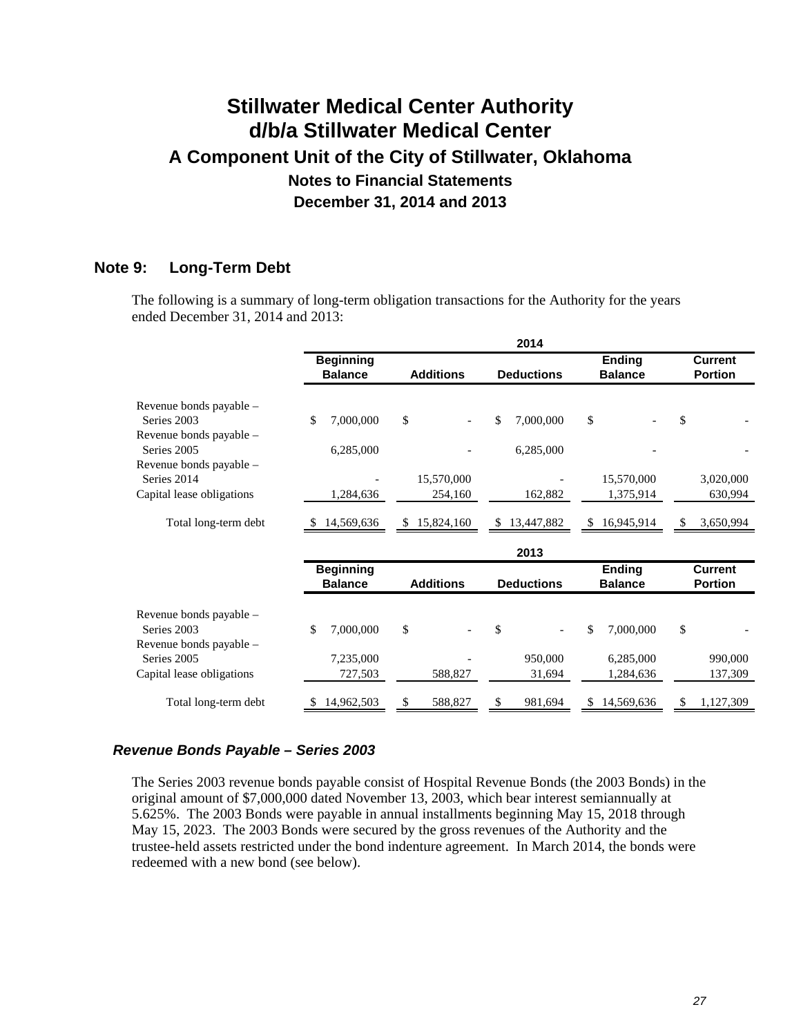# Stillwater Medical Center Authority
# d/b/a Stillwater Medical Center
## A Component Unit of the City of Stillwater, Oklahoma
### Notes to Financial Statements
### December 31, 2014 and 2013

## Note 9: Long-Term Debt

The following is a summary of long-term obligation transactions for the Authority for the years ended December 31, 2014 and 2013:

| | 2014 | | | | |
|---|---|---|---|---|---|
| | **Beginning Balance** | **Additions** | **Deductions** | **Ending Balance** | **Current Portion** |
| Revenue bonds payable – Series 2003 | $ 7,000,000 | $ - | $ 7,000,000 | $ - | $ - |
| Revenue bonds payable – Series 2005 | 6,285,000 | - | 6,285,000 | - | - |
| Revenue bonds payable – Series 2014 | - | 15,570,000 | - | 15,570,000 | 3,020,000 |
| Capital lease obligations | 1,284,636 | 254,160 | 162,882 | 1,375,914 | 630,994 |
| Total long-term debt | $ 14,569,636 | $ 15,824,160 | $ 13,447,882 | $ 16,945,914 | $ 3,650,994 |

| | 2013 | | | | |
|---|---|---|---|---|---|
| | **Beginning Balance** | **Additions** | **Deductions** | **Ending Balance** | **Current Portion** |
| Revenue bonds payable – Series 2003 | $ 7,000,000 | $ - | $ - | $ 7,000,000 | $ - |
| Revenue bonds payable – Series 2005 | 7,235,000 | - | 950,000 | 6,285,000 | 990,000 |
| Capital lease obligations | 727,503 | 588,827 | 31,694 | 1,284,636 | 137,309 |
| Total long-term debt | $ 14,962,503 | $ 588,827 | $ 981,694 | $ 14,569,636 | $ 1,127,309 |

### *Revenue Bonds Payable – Series 2003*

The Series 2003 revenue bonds payable consist of Hospital Revenue Bonds (the 2003 Bonds) in the original amount of $7,000,000 dated November 13, 2003, which bear interest semiannually at 5.625%. The 2003 Bonds were payable in annual installments beginning May 15, 2018 through May 15, 2023. The 2003 Bonds were secured by the gross revenues of the Authority and the trustee-held assets restricted under the bond indenture agreement. In March 2014, the bonds were redeemed with a new bond (see below).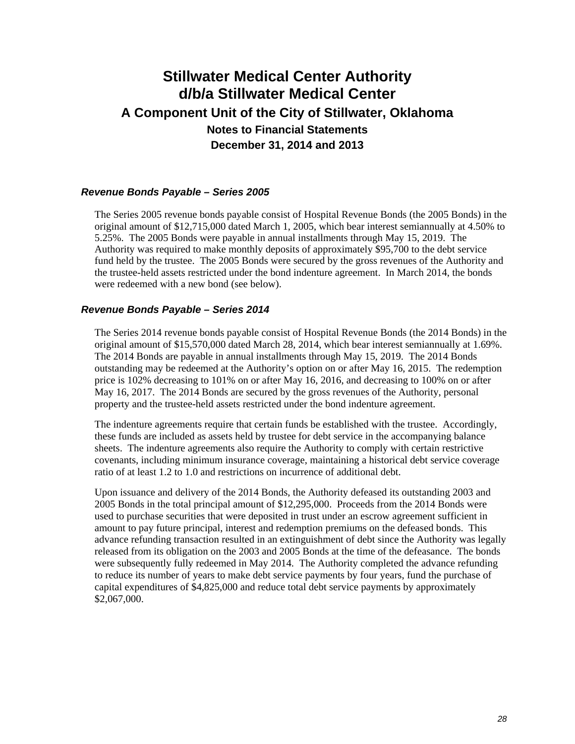# Stillwater Medical Center Authority
# d/b/a Stillwater Medical Center
## A Component Unit of the City of Stillwater, Oklahoma
### Notes to Financial Statements
### December 31, 2014 and 2013

#### *Revenue Bonds Payable – Series 2005*

The Series 2005 revenue bonds payable consist of Hospital Revenue Bonds (the 2005 Bonds) in the original amount of $12,715,000 dated March 1, 2005, which bear interest semiannually at 4.50% to 5.25%. The 2005 Bonds were payable in annual installments through May 15, 2019. The Authority was required to make monthly deposits of approximately $95,700 to the debt service fund held by the trustee. The 2005 Bonds were secured by the gross revenues of the Authority and the trustee-held assets restricted under the bond indenture agreement. In March 2014, the bonds were redeemed with a new bond (see below).

#### *Revenue Bonds Payable – Series 2014*

The Series 2014 revenue bonds payable consist of Hospital Revenue Bonds (the 2014 Bonds) in the original amount of $15,570,000 dated March 28, 2014, which bear interest semiannually at 1.69%. The 2014 Bonds are payable in annual installments through May 15, 2019. The 2014 Bonds outstanding may be redeemed at the Authority's option on or after May 16, 2015. The redemption price is 102% decreasing to 101% on or after May 16, 2016, and decreasing to 100% on or after May 16, 2017. The 2014 Bonds are secured by the gross revenues of the Authority, personal property and the trustee-held assets restricted under the bond indenture agreement.

The indenture agreements require that certain funds be established with the trustee. Accordingly, these funds are included as assets held by trustee for debt service in the accompanying balance sheets. The indenture agreements also require the Authority to comply with certain restrictive covenants, including minimum insurance coverage, maintaining a historical debt service coverage ratio of at least 1.2 to 1.0 and restrictions on incurrence of additional debt.

Upon issuance and delivery of the 2014 Bonds, the Authority defeased its outstanding 2003 and 2005 Bonds in the total principal amount of $12,295,000. Proceeds from the 2014 Bonds were used to purchase securities that were deposited in trust under an escrow agreement sufficient in amount to pay future principal, interest and redemption premiums on the defeased bonds. This advance refunding transaction resulted in an extinguishment of debt since the Authority was legally released from its obligation on the 2003 and 2005 Bonds at the time of the defeasance. The bonds were subsequently fully redeemed in May 2014. The Authority completed the advance refunding to reduce its number of years to make debt service payments by four years, fund the purchase of capital expenditures of $4,825,000 and reduce total debt service payments by approximately $2,067,000.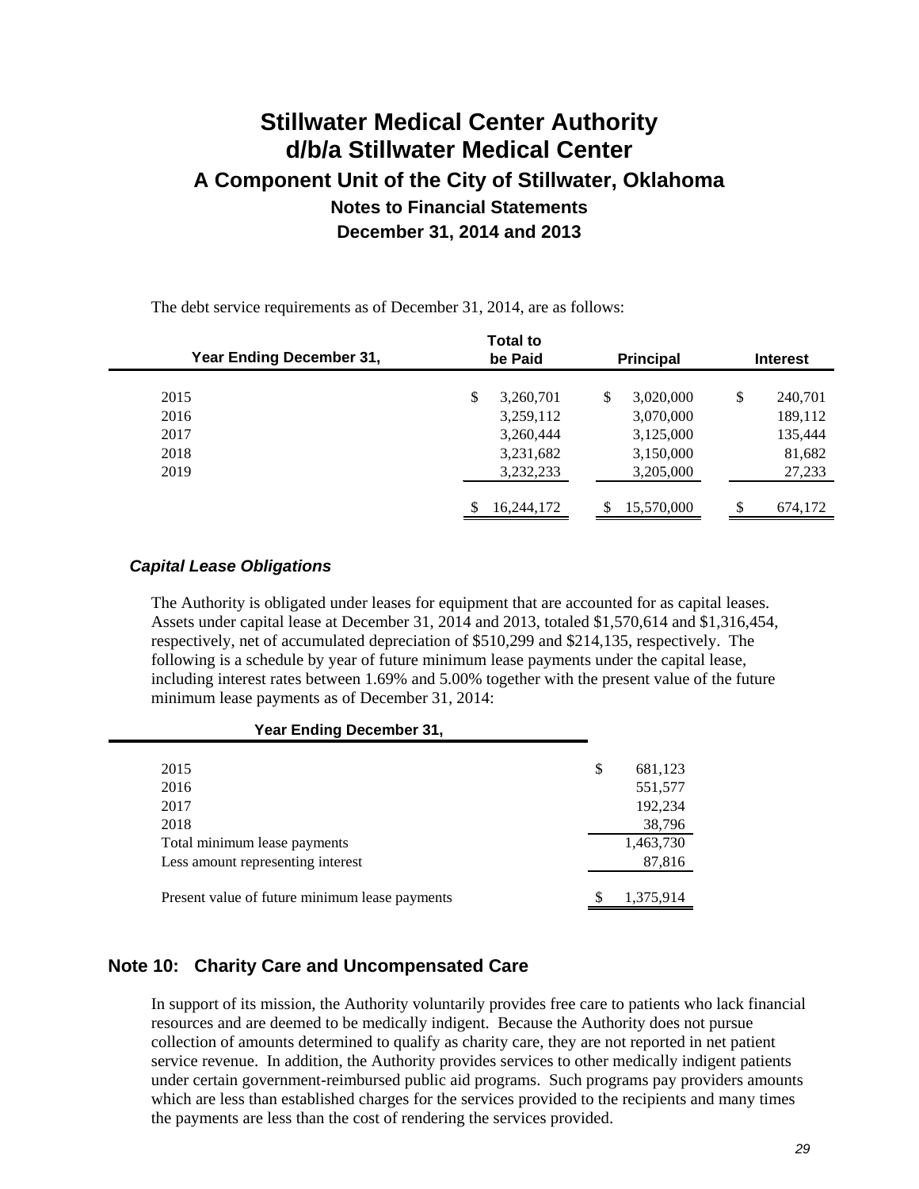The debt service requirements as of December 31, 2014, are as follows:

| Year Ending December 31, | Total to be Paid | Principal | Interest |
|---|---|---|---|
| 2015 | $ 3,260,701 | $ 3,020,000 | $ 240,701 |
| 2016 | 3,259,112 | 3,070,000 | 189,112 |
| 2017 | 3,260,444 | 3,125,000 | 135,444 |
| 2018 | 3,231,682 | 3,150,000 | 81,682 |
| 2019 | 3,232,233 | 3,205,000 | 27,233 |
| | $ 16,244,172 | $ 15,570,000 | $ 674,172 |

### *Capital Lease Obligations*

The Authority is obligated under leases for equipment that are accounted for as capital leases. Assets under capital lease at December 31, 2014 and 2013, totaled $1,570,614 and $1,316,454, respectively, net of accumulated depreciation of $510,299 and $214,135, respectively. The following is a schedule by year of future minimum lease payments under the capital lease, including interest rates between 1.69% and 5.00% together with the present value of the future minimum lease payments as of December 31, 2014:

| Year Ending December 31, | |
|---|---|
| 2015 | $ 681,123 |
| 2016 | 551,577 |
| 2017 | 192,234 |
| 2018 | 38,796 |
| Total minimum lease payments | 1,463,730 |
| Less amount representing interest | 87,816 |
| Present value of future minimum lease payments | $ 1,375,914 |

## Note 10: Charity Care and Uncompensated Care

In support of its mission, the Authority voluntarily provides free care to patients who lack financial resources and are deemed to be medically indigent. Because the Authority does not pursue collection of amounts determined to qualify as charity care, they are not reported in net patient service revenue. In addition, the Authority provides services to other medically indigent patients under certain government-reimbursed public aid programs. Such programs pay providers amounts which are less than established charges for the services provided to the recipients and many times the payments are less than the cost of rendering the services provided.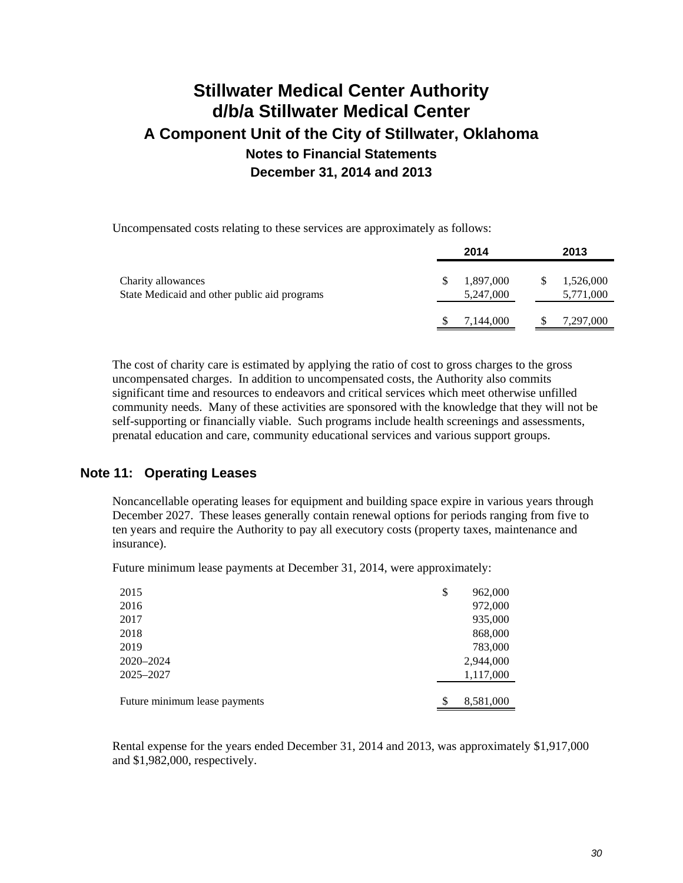# Stillwater Medical Center Authority
# d/b/a Stillwater Medical Center
## A Component Unit of the City of Stillwater, Oklahoma
### Notes to Financial Statements
### December 31, 2014 and 2013

Uncompensated costs relating to these services are approximately as follows:

| | 2014 | 2013 |
|---|---|---|
| Charity allowances | $ 1,897,000 | $ 1,526,000 |
| State Medicaid and other public aid programs | 5,247,000 | 5,771,000 |
| | $ 7,144,000 | $ 7,297,000 |

The cost of charity care is estimated by applying the ratio of cost to gross charges to the gross uncompensated charges. In addition to uncompensated costs, the Authority also commits significant time and resources to endeavors and critical services which meet otherwise unfilled community needs. Many of these activities are sponsored with the knowledge that they will not be self-supporting or financially viable. Such programs include health screenings and assessments, prenatal education and care, community educational services and various support groups.

## Note 11: Operating Leases

Noncancellable operating leases for equipment and building space expire in various years through December 2027. These leases generally contain renewal options for periods ranging from five to ten years and require the Authority to pay all executory costs (property taxes, maintenance and insurance).

Future minimum lease payments at December 31, 2014, were approximately:

| | |
|---|---|
| 2015 | $ 962,000 |
| 2016 | 972,000 |
| 2017 | 935,000 |
| 2018 | 868,000 |
| 2019 | 783,000 |
| 2020–2024 | 2,944,000 |
| 2025–2027 | 1,117,000 |
| Future minimum lease payments | $ 8,581,000 |

Rental expense for the years ended December 31, 2014 and 2013, was approximately $1,917,000 and $1,982,000, respectively.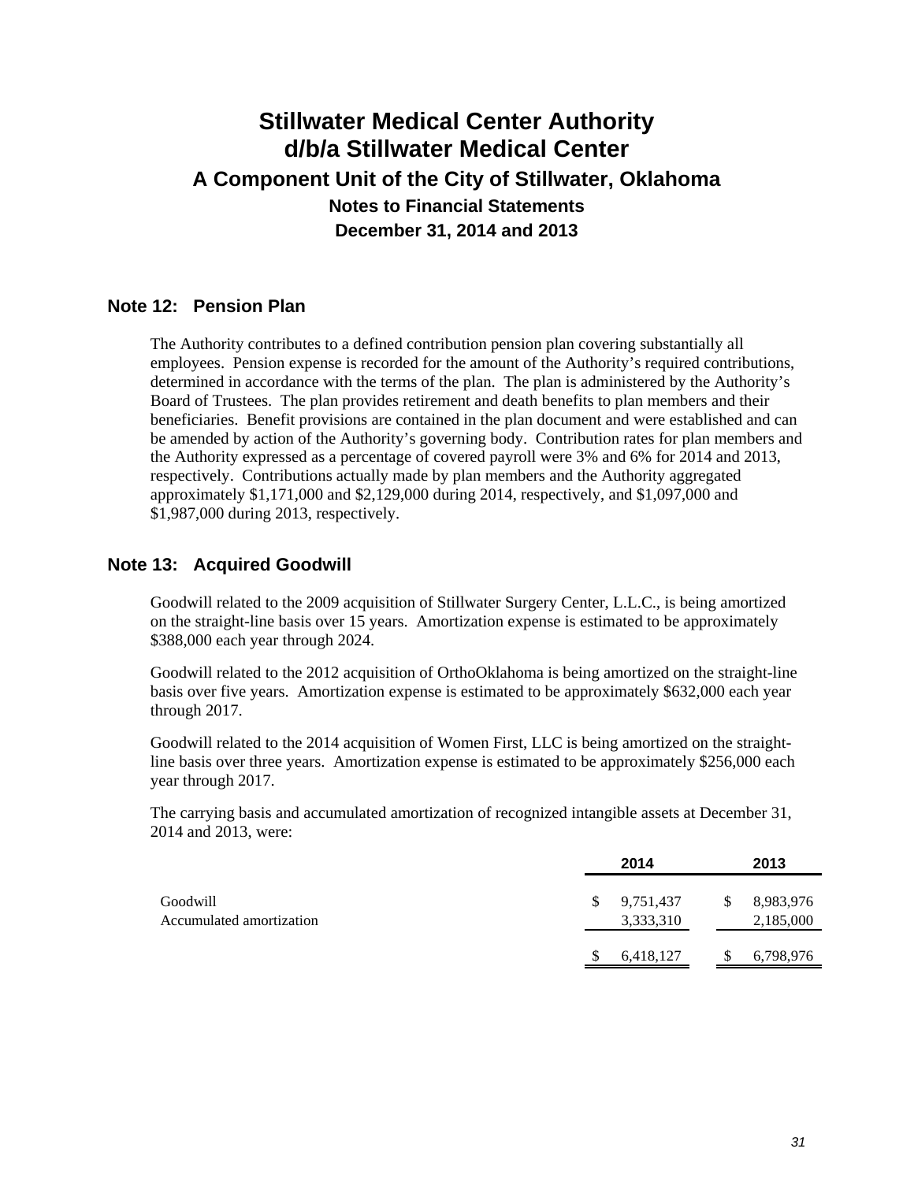# Stillwater Medical Center Authority
# d/b/a Stillwater Medical Center
## A Component Unit of the City of Stillwater, Oklahoma
### Notes to Financial Statements
### December 31, 2014 and 2013

## Note 12: Pension Plan

The Authority contributes to a defined contribution pension plan covering substantially all employees. Pension expense is recorded for the amount of the Authority's required contributions, determined in accordance with the terms of the plan. The plan is administered by the Authority's Board of Trustees. The plan provides retirement and death benefits to plan members and their beneficiaries. Benefit provisions are contained in the plan document and were established and can be amended by action of the Authority's governing body. Contribution rates for plan members and the Authority expressed as a percentage of covered payroll were 3% and 6% for 2014 and 2013, respectively. Contributions actually made by plan members and the Authority aggregated approximately $1,171,000 and $2,129,000 during 2014, respectively, and $1,097,000 and $1,987,000 during 2013, respectively.

## Note 13: Acquired Goodwill

Goodwill related to the 2009 acquisition of Stillwater Surgery Center, L.L.C., is being amortized on the straight-line basis over 15 years. Amortization expense is estimated to be approximately $388,000 each year through 2024.

Goodwill related to the 2012 acquisition of OrthoOklahoma is being amortized on the straight-line basis over five years. Amortization expense is estimated to be approximately $632,000 each year through 2017.

Goodwill related to the 2014 acquisition of Women First, LLC is being amortized on the straight-line basis over three years. Amortization expense is estimated to be approximately $256,000 each year through 2017.

The carrying basis and accumulated amortization of recognized intangible assets at December 31, 2014 and 2013, were:

| | 2014 | 2013 |
|---|---|---|
| Goodwill | $ 9,751,437 | $ 8,983,976 |
| Accumulated amortization | 3,333,310 | 2,185,000 |
| | $ 6,418,127 | $ 6,798,976 |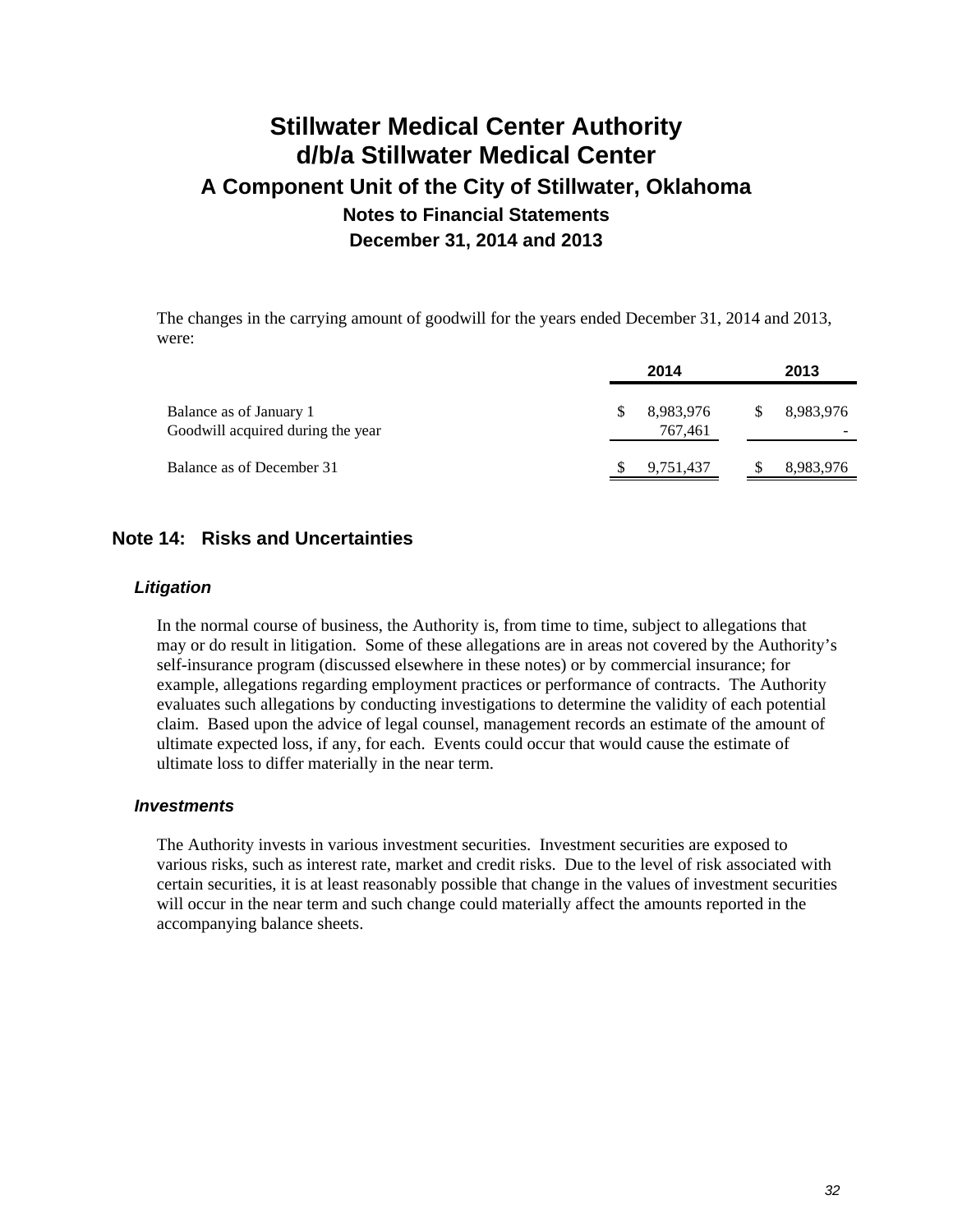The changes in the carrying amount of goodwill for the years ended December 31, 2014 and 2013, were:

| | 2014 | 2013 |
|---|---|---|
| Balance as of January 1 | $ 8,983,976 | $ 8,983,976 |
| Goodwill acquired during the year | 767,461 | - |
| Balance as of December 31 | $ 9,751,437 | $ 8,983,976 |

## Note 14: Risks and Uncertainties

### *Litigation*

In the normal course of business, the Authority is, from time to time, subject to allegations that may or do result in litigation. Some of these allegations are in areas not covered by the Authority's self-insurance program (discussed elsewhere in these notes) or by commercial insurance; for example, allegations regarding employment practices or performance of contracts. The Authority evaluates such allegations by conducting investigations to determine the validity of each potential claim. Based upon the advice of legal counsel, management records an estimate of the amount of ultimate expected loss, if any, for each. Events could occur that would cause the estimate of ultimate loss to differ materially in the near term.

### *Investments*

The Authority invests in various investment securities. Investment securities are exposed to various risks, such as interest rate, market and credit risks. Due to the level of risk associated with certain securities, it is at least reasonably possible that change in the values of investment securities will occur in the near term and such change could materially affect the amounts reported in the accompanying balance sheets.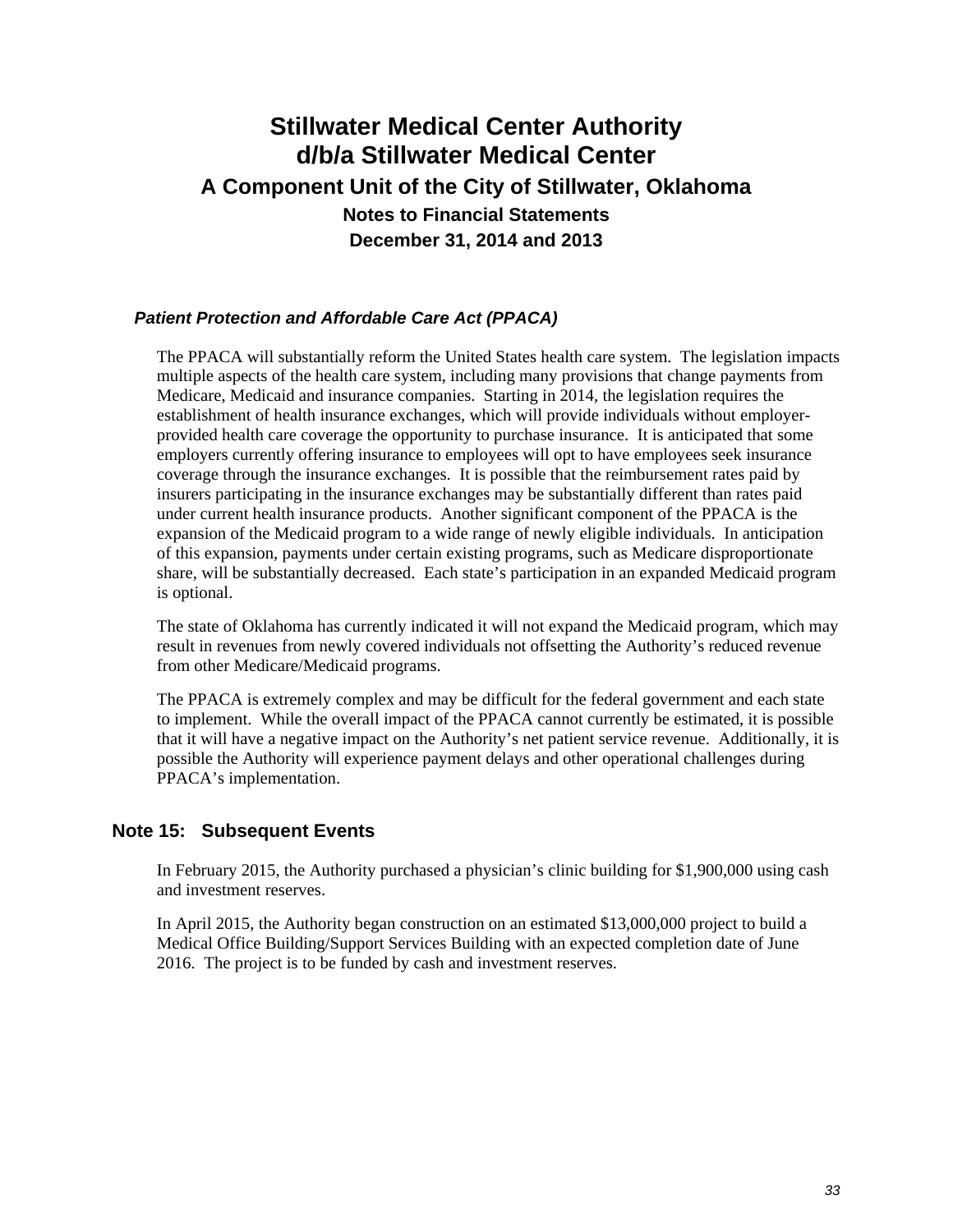# Stillwater Medical Center Authority
# d/b/a Stillwater Medical Center
## A Component Unit of the City of Stillwater, Oklahoma
### Notes to Financial Statements
### December 31, 2014 and 2013

#### *Patient Protection and Affordable Care Act (PPACA)*

The PPACA will substantially reform the United States health care system. The legislation impacts multiple aspects of the health care system, including many provisions that change payments from Medicare, Medicaid and insurance companies. Starting in 2014, the legislation requires the establishment of health insurance exchanges, which will provide individuals without employer-provided health care coverage the opportunity to purchase insurance. It is anticipated that some employers currently offering insurance to employees will opt to have employees seek insurance coverage through the insurance exchanges. It is possible that the reimbursement rates paid by insurers participating in the insurance exchanges may be substantially different than rates paid under current health insurance products. Another significant component of the PPACA is the expansion of the Medicaid program to a wide range of newly eligible individuals. In anticipation of this expansion, payments under certain existing programs, such as Medicare disproportionate share, will be substantially decreased. Each state's participation in an expanded Medicaid program is optional.

The state of Oklahoma has currently indicated it will not expand the Medicaid program, which may result in revenues from newly covered individuals not offsetting the Authority's reduced revenue from other Medicare/Medicaid programs.

The PPACA is extremely complex and may be difficult for the federal government and each state to implement. While the overall impact of the PPACA cannot currently be estimated, it is possible that it will have a negative impact on the Authority's net patient service revenue. Additionally, it is possible the Authority will experience payment delays and other operational challenges during PPACA's implementation.

## Note 15: Subsequent Events

In February 2015, the Authority purchased a physician's clinic building for $1,900,000 using cash and investment reserves.

In April 2015, the Authority began construction on an estimated $13,000,000 project to build a Medical Office Building/Support Services Building with an expected completion date of June 2016. The project is to be funded by cash and investment reserves.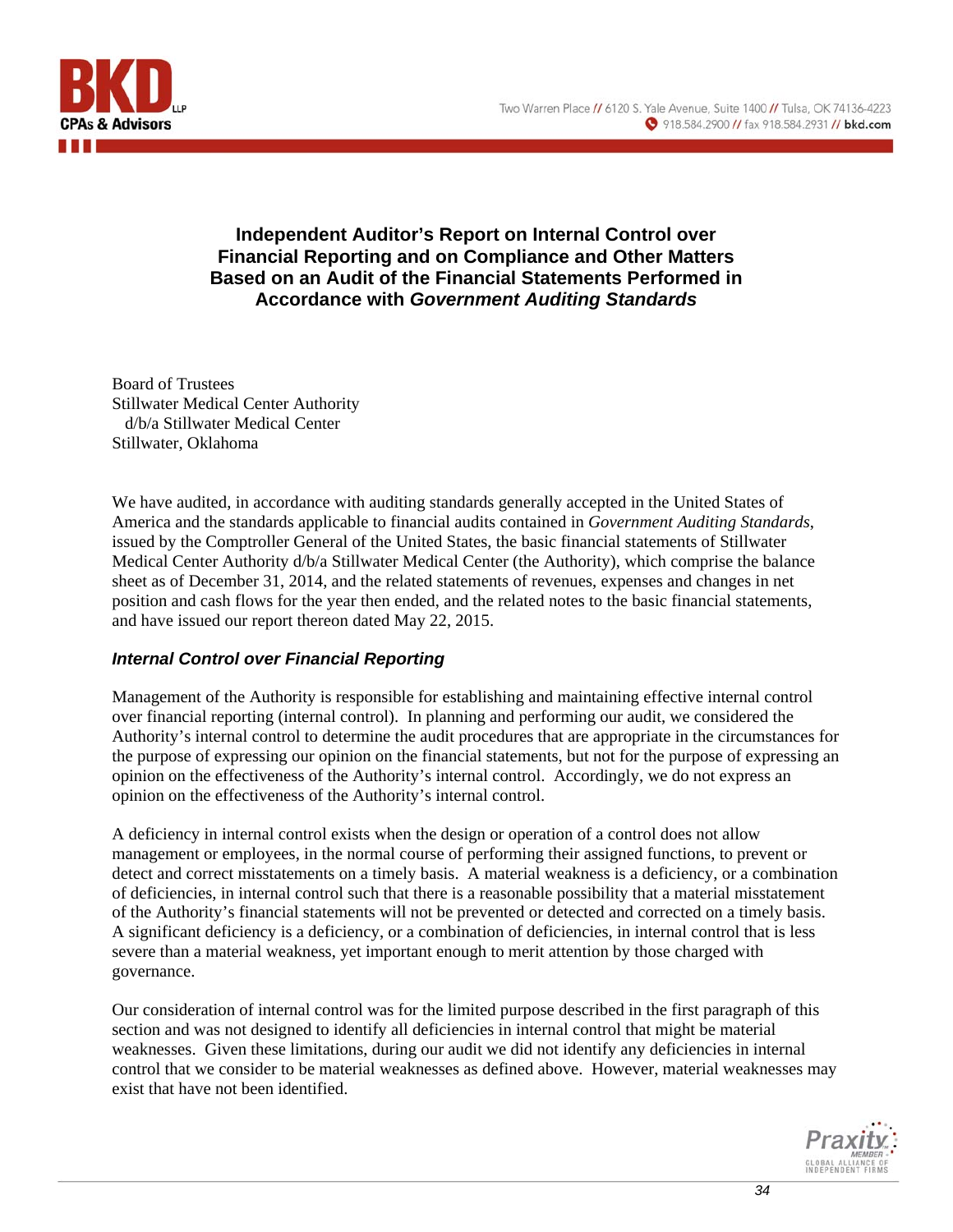# Independent Auditor's Report on Internal Control over Financial Reporting and on Compliance and Other Matters Based on an Audit of the Financial Statements Performed in Accordance with *Government Auditing Standards*

Board of Trustees
Stillwater Medical Center Authority
d/b/a Stillwater Medical Center
Stillwater, Oklahoma

We have audited, in accordance with auditing standards generally accepted in the United States of America and the standards applicable to financial audits contained in *Government Auditing Standards*, issued by the Comptroller General of the United States, the basic financial statements of Stillwater Medical Center Authority d/b/a Stillwater Medical Center (the Authority), which comprise the balance sheet as of December 31, 2014, and the related statements of revenues, expenses and changes in net position and cash flows for the year then ended, and the related notes to the basic financial statements, and have issued our report thereon dated May 22, 2015.

## *Internal Control over Financial Reporting*

Management of the Authority is responsible for establishing and maintaining effective internal control over financial reporting (internal control). In planning and performing our audit, we considered the Authority's internal control to determine the audit procedures that are appropriate in the circumstances for the purpose of expressing our opinion on the financial statements, but not for the purpose of expressing an opinion on the effectiveness of the Authority's internal control. Accordingly, we do not express an opinion on the effectiveness of the Authority's internal control.

A deficiency in internal control exists when the design or operation of a control does not allow management or employees, in the normal course of performing their assigned functions, to prevent or detect and correct misstatements on a timely basis. A material weakness is a deficiency, or a combination of deficiencies, in internal control such that there is a reasonable possibility that a material misstatement of the Authority's financial statements will not be prevented or detected and corrected on a timely basis. A significant deficiency is a deficiency, or a combination of deficiencies, in internal control that is less severe than a material weakness, yet important enough to merit attention by those charged with governance.

Our consideration of internal control was for the limited purpose described in the first paragraph of this section and was not designed to identify all deficiencies in internal control that might be material weaknesses. Given these limitations, during our audit we did not identify any deficiencies in internal control that we consider to be material weaknesses as defined above. However, material weaknesses may exist that have not been identified.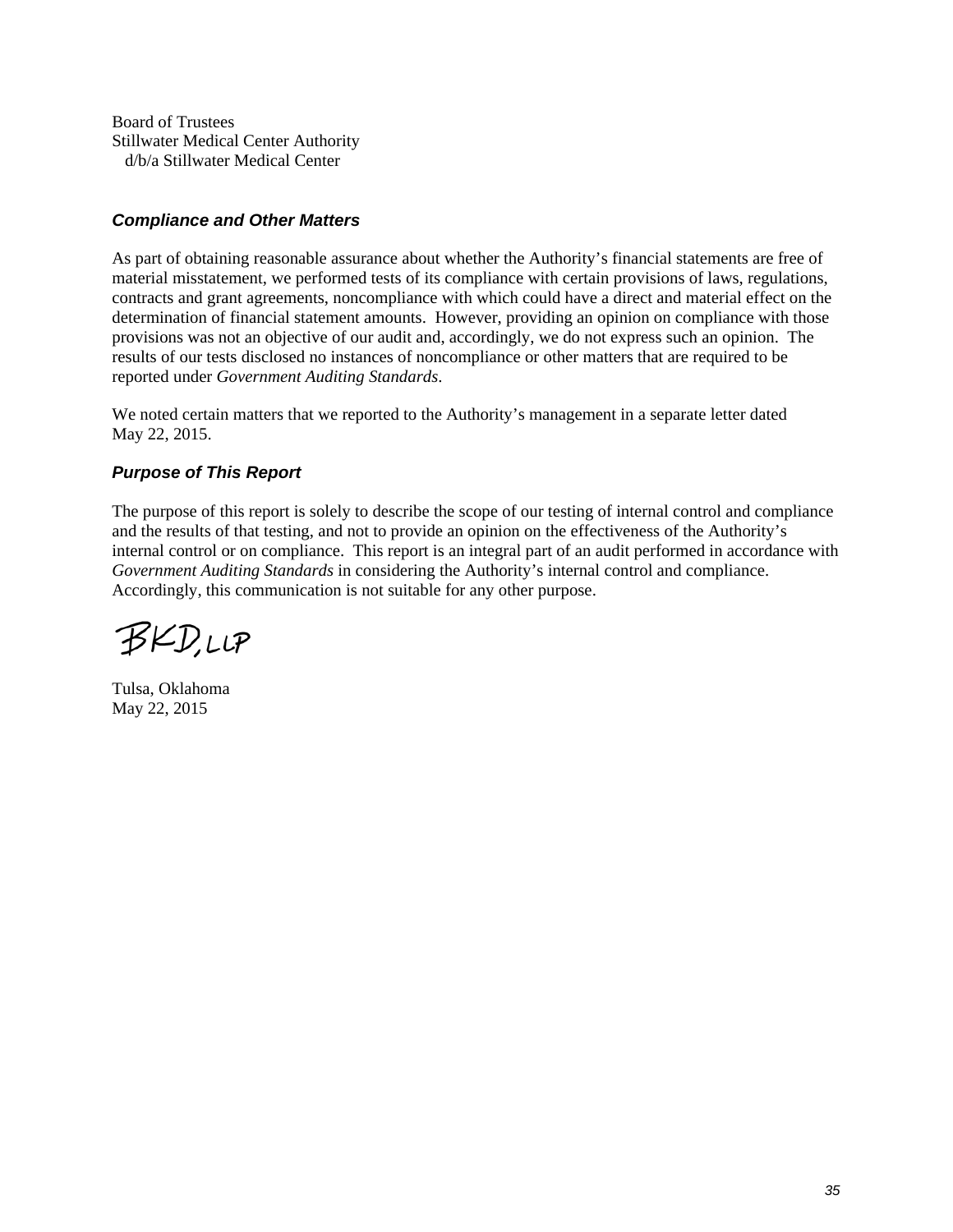Board of Trustees
Stillwater Medical Center Authority
d/b/a Stillwater Medical Center

### *Compliance and Other Matters*

As part of obtaining reasonable assurance about whether the Authority's financial statements are free of material misstatement, we performed tests of its compliance with certain provisions of laws, regulations, contracts and grant agreements, noncompliance with which could have a direct and material effect on the determination of financial statement amounts. However, providing an opinion on compliance with those provisions was not an objective of our audit and, accordingly, we do not express such an opinion. The results of our tests disclosed no instances of noncompliance or other matters that are required to be reported under *Government Auditing Standards*.

We noted certain matters that we reported to the Authority's management in a separate letter dated May 22, 2015.

### *Purpose of This Report*

The purpose of this report is solely to describe the scope of our testing of internal control and compliance and the results of that testing, and not to provide an opinion on the effectiveness of the Authority's internal control or on compliance. This report is an integral part of an audit performed in accordance with *Government Auditing Standards* in considering the Authority's internal control and compliance. Accordingly, this communication is not suitable for any other purpose.

BKD, LLP

Tulsa, Oklahoma
May 22, 2015